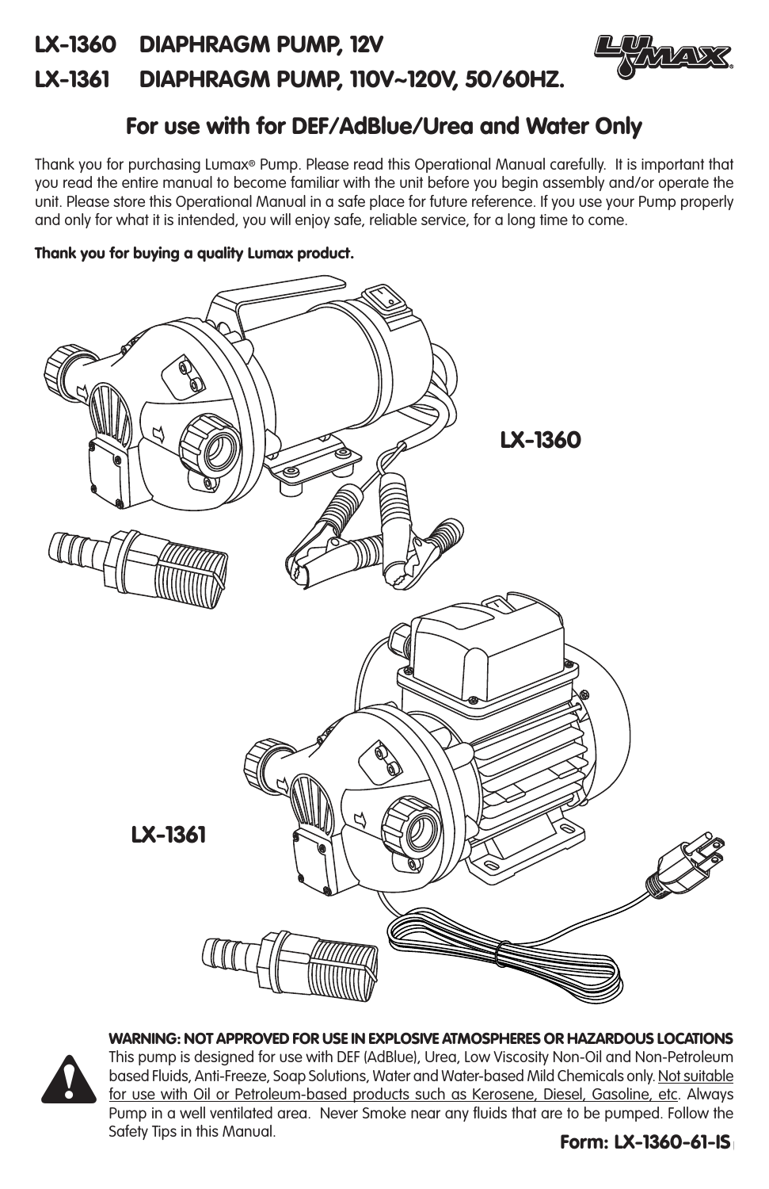# LX-1360 DIAPHRAGM PUMP, 12V

# LX-1361 DIAPHRAGM PUMP, 110V~120V, 50/60HZ.

## For use with for DEF/AdBlue/Urea and Water Only

Thank you for purchasing Lumax® Pump. Please read this Operational Manual carefully. It is important that you read the entire manual to become familiar with the unit before you begin assembly and/or operate the unit. Please store this Operational Manual in a safe place for future reference. If you use your Pump properly and only for what it is intended, you will enjoy safe, reliable service, for a long time to come.

**Thank you for buying a quality Lumax product.**

LX-1360

LX-1361

**WARNING: NOT APPROVED FOR USE IN EXPLOSIVE ATMOSPHERES OR HAZARDOUS LOCATIONS**
This pump is designed for use with DEF (AdBlue), Urea, Low Viscosity Non-Oil and Non-Petroleum based Fluids, Anti-Freeze, Soap Solutions, Water and Water-based Mild Chemicals only. Not suitable for use with Oil or Petroleum-based products such as Kerosene, Diesel, Gasoline, etc. Always Pump in a well ventilated area. Never Smoke near any fluids that are to be pumped. Follow the Safety Tips in this Manual.

**Form: LX-1360-61-IS**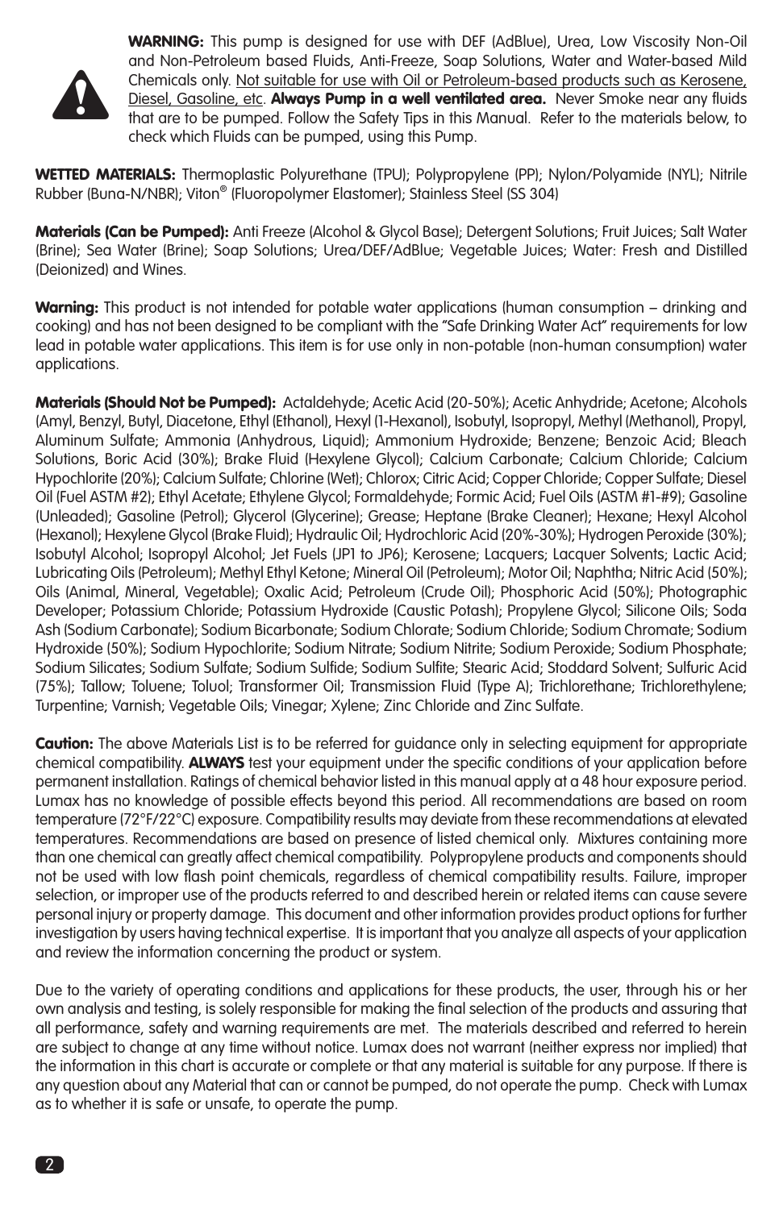**WARNING:** This pump is designed for use with DEF (AdBlue), Urea, Low Viscosity Non-Oil and Non-Petroleum based Fluids, Anti-Freeze, Soap Solutions, Water and Water-based Mild Chemicals only. Not suitable for use with Oil or Petroleum-based products such as Kerosene, Diesel, Gasoline, etc. **Always Pump in a well ventilated area.** Never Smoke near any fluids that are to be pumped. Follow the Safety Tips in this Manual. Refer to the materials below, to check which Fluids can be pumped, using this Pump.

**WETTED MATERIALS:** Thermoplastic Polyurethane (TPU); Polypropylene (PP); Nylon/Polyamide (NYL); Nitrile Rubber (Buna-N/NBR); Viton® (Fluoropolymer Elastomer); Stainless Steel (SS 304)

**Materials (Can be Pumped):** Anti Freeze (Alcohol & Glycol Base); Detergent Solutions; Fruit Juices; Salt Water (Brine); Sea Water (Brine); Soap Solutions; Urea/DEF/AdBlue; Vegetable Juices; Water: Fresh and Distilled (Deionized) and Wines.

**Warning:** This product is not intended for potable water applications (human consumption – drinking and cooking) and has not been designed to be compliant with the "Safe Drinking Water Act" requirements for low lead in potable water applications. This item is for use only in non-potable (non-human consumption) water applications.

**Materials (Should Not be Pumped):** Actaldehyde; Acetic Acid (20-50%); Acetic Anhydride; Acetone; Alcohols (Amyl, Benzyl, Butyl, Diacetone, Ethyl (Ethanol), Hexyl (1-Hexanol), Isobutyl, Isopropyl, Methyl (Methanol), Propyl, Aluminum Sulfate; Ammonia (Anhydrous, Liquid); Ammonium Hydroxide; Benzene; Benzoic Acid; Bleach Solutions, Boric Acid (30%); Brake Fluid (Hexylene Glycol); Calcium Carbonate; Calcium Chloride; Calcium Hypochlorite (20%); Calcium Sulfate; Chlorine (Wet); Chlorox; Citric Acid; Copper Chloride; Copper Sulfate; Diesel Oil (Fuel ASTM #2); Ethyl Acetate; Ethylene Glycol; Formaldehyde; Formic Acid; Fuel Oils (ASTM #1-#9); Gasoline (Unleaded); Gasoline (Petrol); Glycerol (Glycerine); Grease; Heptane (Brake Cleaner); Hexane; Hexyl Alcohol (Hexanol); Hexylene Glycol (Brake Fluid); Hydraulic Oil; Hydrochloric Acid (20%-30%); Hydrogen Peroxide (30%); Isobutyl Alcohol; Isopropyl Alcohol; Jet Fuels (JP1 to JP6); Kerosene; Lacquers; Lacquer Solvents; Lactic Acid; Lubricating Oils (Petroleum); Methyl Ethyl Ketone; Mineral Oil (Petroleum); Motor Oil; Naphtha; Nitric Acid (50%); Oils (Animal, Mineral, Vegetable); Oxalic Acid; Petroleum (Crude Oil); Phosphoric Acid (50%); Photographic Developer; Potassium Chloride; Potassium Hydroxide (Caustic Potash); Propylene Glycol; Silicone Oils; Soda Ash (Sodium Carbonate); Sodium Bicarbonate; Sodium Chlorate; Sodium Chloride; Sodium Chromate; Sodium Hydroxide (50%); Sodium Hypochlorite; Sodium Nitrate; Sodium Nitrite; Sodium Peroxide; Sodium Phosphate; Sodium Silicates; Sodium Sulfate; Sodium Sulfide; Sodium Sulfite; Stearic Acid; Stoddard Solvent; Sulfuric Acid (75%); Tallow; Toluene; Toluol; Transformer Oil; Transmission Fluid (Type A); Trichlorethane; Trichlorethylene; Turpentine; Varnish; Vegetable Oils; Vinegar; Xylene; Zinc Chloride and Zinc Sulfate.

**Caution:** The above Materials List is to be referred for guidance only in selecting equipment for appropriate chemical compatibility. **ALWAYS** test your equipment under the specific conditions of your application before permanent installation. Ratings of chemical behavior listed in this manual apply at a 48 hour exposure period. Lumax has no knowledge of possible effects beyond this period. All recommendations are based on room temperature (72°F/22°C) exposure. Compatibility results may deviate from these recommendations at elevated temperatures. Recommendations are based on presence of listed chemical only. Mixtures containing more than one chemical can greatly affect chemical compatibility. Polypropylene products and components should not be used with low flash point chemicals, regardless of chemical compatibility results. Failure, improper selection, or improper use of the products referred to and described herein or related items can cause severe personal injury or property damage. This document and other information provides product options for further investigation by users having technical expertise. It is important that you analyze all aspects of your application and review the information concerning the product or system.

Due to the variety of operating conditions and applications for these products, the user, through his or her own analysis and testing, is solely responsible for making the final selection of the products and assuring that all performance, safety and warning requirements are met. The materials described and referred to herein are subject to change at any time without notice. Lumax does not warrant (neither express nor implied) that the information in this chart is accurate or complete or that any material is suitable for any purpose. If there is any question about any Material that can or cannot be pumped, do not operate the pump. Check with Lumax as to whether it is safe or unsafe, to operate the pump.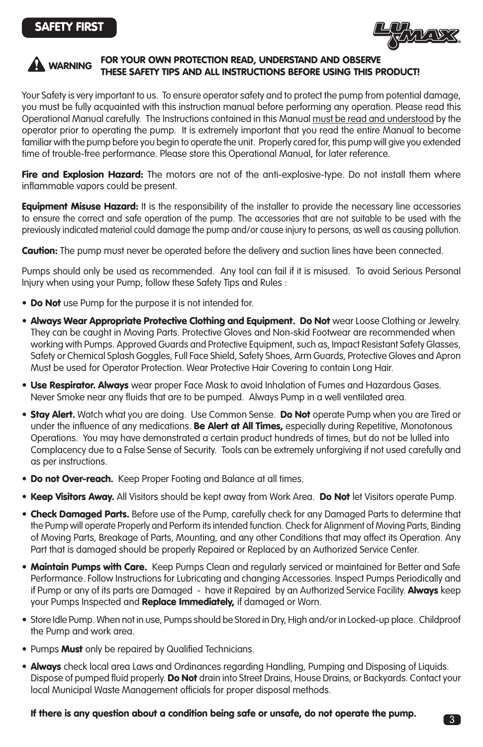## SAFETY FIRST

**⚠ WARNING** **FOR YOUR OWN PROTECTION READ, UNDERSTAND AND OBSERVE THESE SAFETY TIPS AND ALL INSTRUCTIONS BEFORE USING THIS PRODUCT!**

Your Safety is very important to us. To ensure operator safety and to protect the pump from potential damage, you must be fully acquainted with this instruction manual before performing any operation. Please read this Operational Manual carefully. The Instructions contained in this Manual must be read and understood by the operator prior to operating the pump. It is extremely important that you read the entire Manual to become familiar with the pump before you begin to operate the unit. Properly cared for, this pump will give you extended time of trouble-free performance. Please store this Operational Manual, for later reference.

**Fire and Explosion Hazard:** The motors are not of the anti-explosive-type. Do not install them where inflammable vapors could be present.

**Equipment Misuse Hazard:** It is the responsibility of the installer to provide the necessary line accessories to ensure the correct and safe operation of the pump. The accessories that are not suitable to be used with the previously indicated material could damage the pump and/or cause injury to persons, as well as causing pollution.

**Caution:** The pump must never be operated before the delivery and suction lines have been connected.

Pumps should only be used as recommended. Any tool can fail if it is misused. To avoid Serious Personal Injury when using your Pump, follow these Safety Tips and Rules :

- **Do Not** use Pump for the purpose it is not intended for.
- **Always Wear Appropriate Protective Clothing and Equipment. Do Not** wear Loose Clothing or Jewelry. They can be caught in Moving Parts. Protective Gloves and Non-skid Footwear are recommended when working with Pumps. Approved Guards and Protective Equipment, such as, Impact Resistant Safety Glasses, Safety or Chemical Splash Goggles, Full Face Shield, Safety Shoes, Arm Guards, Protective Gloves and Apron Must be used for Operator Protection. Wear Protective Hair Covering to contain Long Hair.
- **Use Respirator. Always** wear proper Face Mask to avoid Inhalation of Fumes and Hazardous Gases. Never Smoke near any fluids that are to be pumped. Always Pump in a well ventilated area.
- **Stay Alert.** Watch what you are doing. Use Common Sense. **Do Not** operate Pump when you are Tired or under the influence of any medications. **Be Alert at All Times,** especially during Repetitive, Monotonous Operations. You may have demonstrated a certain product hundreds of times, but do not be lulled into Complacency due to a False Sense of Security. Tools can be extremely unforgiving if not used carefully and as per instructions.
- **Do not Over-reach.** Keep Proper Footing and Balance at all times.
- **Keep Visitors Away.** All Visitors should be kept away from Work Area. **Do Not** let Visitors operate Pump.
- **Check Damaged Parts.** Before use of the Pump, carefully check for any Damaged Parts to determine that the Pump will operate Properly and Perform its intended function. Check for Alignment of Moving Parts, Binding of Moving Parts, Breakage of Parts, Mounting, and any other Conditions that may affect its Operation. Any Part that is damaged should be properly Repaired or Replaced by an Authorized Service Center.
- **Maintain Pumps with Care.** Keep Pumps Clean and regularly serviced or maintained for Better and Safe Performance. Follow Instructions for Lubricating and changing Accessories. Inspect Pumps Periodically and if Pump or any of its parts are Damaged - have it Repaired by an Authorized Service Facility. **Always** keep your Pumps Inspected and **Replace Immediately,** if damaged or Worn.
- Store Idle Pump. When not in use, Pumps should be Stored in Dry, High and/or in Locked-up place. Childproof the Pump and work area.
- Pumps **Must** only be repaired by Qualified Technicians.
- **Always** check local area Laws and Ordinances regarding Handling, Pumping and Disposing of Liquids. Dispose of pumped fluid properly. **Do Not** drain into Street Drains, House Drains, or Backyards. Contact your local Municipal Waste Management officials for proper disposal methods.

**If there is any question about a condition being safe or unsafe, do not operate the pump.**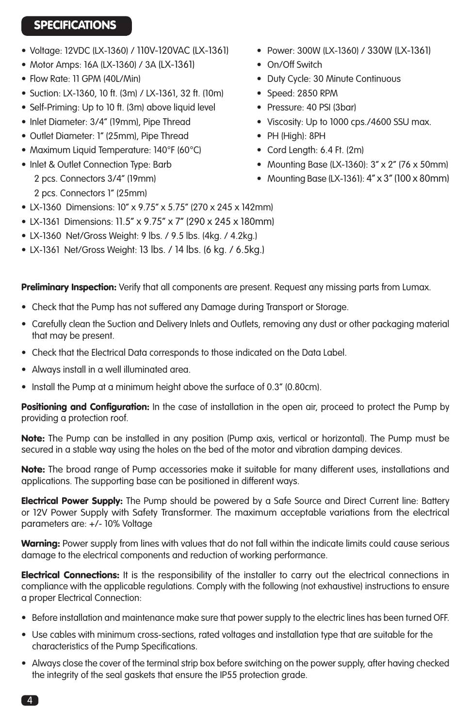## SPECIFICATIONS

- Voltage: 12VDC (LX-1360) / 110V-120VAC (LX-1361)
- Motor Amps: 16A (LX-1360) / 3A (LX-1361)
- Flow Rate: 11 GPM (40L/Min)
- Suction: LX-1360, 10 ft. (3m) / LX-1361, 32 ft. (10m)
- Self-Priming: Up to 10 ft. (3m) above liquid level
- Inlet Diameter: 3/4" (19mm), Pipe Thread
- Outlet Diameter: 1" (25mm), Pipe Thread
- Maximum Liquid Temperature: 140°F (60°C)
- Inlet & Outlet Connection Type: Barb
  2 pcs. Connectors 3/4" (19mm)
  2 pcs. Connectors 1" (25mm)
- Power: 300W (LX-1360) / 330W (LX-1361)
- On/Off Switch
- Duty Cycle: 30 Minute Continuous
- Speed: 2850 RPM
- Pressure: 40 PSI (3bar)
- Viscosity: Up to 1000 cps./4600 SSU max.
- PH (High): 8PH
- Cord Length: 6.4 Ft. (2m)
- Mounting Base (LX-1360): 3" x 2" (76 x 50mm)
- Mounting Base (LX-1361): 4" x 3" (100 x 80mm)
- LX-1360 Dimensions: 10" x 9.75" x 5.75" (270 x 245 x 142mm)
- LX-1361 Dimensions: 11.5" x 9.75" x 7" (290 x 245 x 180mm)
- LX-1360 Net/Gross Weight: 9 lbs. / 9.5 lbs. (4kg. / 4.2kg.)
- LX-1361 Net/Gross Weight: 13 lbs. / 14 lbs. (6 kg. / 6.5kg.)

**Preliminary Inspection:** Verify that all components are present. Request any missing parts from Lumax.

- Check that the Pump has not suffered any Damage during Transport or Storage.
- Carefully clean the Suction and Delivery Inlets and Outlets, removing any dust or other packaging material that may be present.
- Check that the Electrical Data corresponds to those indicated on the Data Label.
- Always install in a well illuminated area.
- Install the Pump at a minimum height above the surface of 0.3" (0.80cm).

**Positioning and Configuration:** In the case of installation in the open air, proceed to protect the Pump by providing a protection roof.

**Note:** The Pump can be installed in any position (Pump axis, vertical or horizontal). The Pump must be secured in a stable way using the holes on the bed of the motor and vibration damping devices.

**Note:** The broad range of Pump accessories make it suitable for many different uses, installations and applications. The supporting base can be positioned in different ways.

**Electrical Power Supply:** The Pump should be powered by a Safe Source and Direct Current line: Battery or 12V Power Supply with Safety Transformer. The maximum acceptable variations from the electrical parameters are: +/- 10% Voltage

**Warning:** Power supply from lines with values that do not fall within the indicate limits could cause serious damage to the electrical components and reduction of working performance.

**Electrical Connections:** It is the responsibility of the installer to carry out the electrical connections in compliance with the applicable regulations. Comply with the following (not exhaustive) instructions to ensure a proper Electrical Connection:

- Before installation and maintenance make sure that power supply to the electric lines has been turned OFF.
- Use cables with minimum cross-sections, rated voltages and installation type that are suitable for the characteristics of the Pump Specifications.
- Always close the cover of the terminal strip box before switching on the power supply, after having checked the integrity of the seal gaskets that ensure the IP55 protection grade.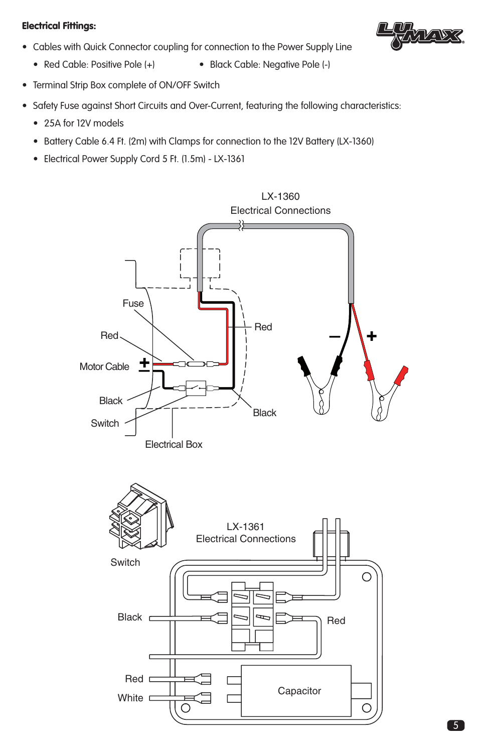**Electrical Fittings:**

- Cables with Quick Connector coupling for connection to the Power Supply Line
  - Red Cable: Positive Pole (+)
  - Black Cable: Negative Pole (-)
- Terminal Strip Box complete of ON/OFF Switch
- Safety Fuse against Short Circuits and Over-Current, featuring the following characteristics:
  - 25A for 12V models
  - Battery Cable 6.4 Ft. (2m) with Clamps for connection to the 12V Battery (LX-1360)
  - Electrical Power Supply Cord 5 Ft. (1.5m) - LX-1361

LX-1360
Electrical Connections

Fuse
Red
Motor Cable +
−
Black
Switch
Electrical Box
Red
Black
− +

Switch

LX-1361
Electrical Connections

Black
Red
Red
White
Capacitor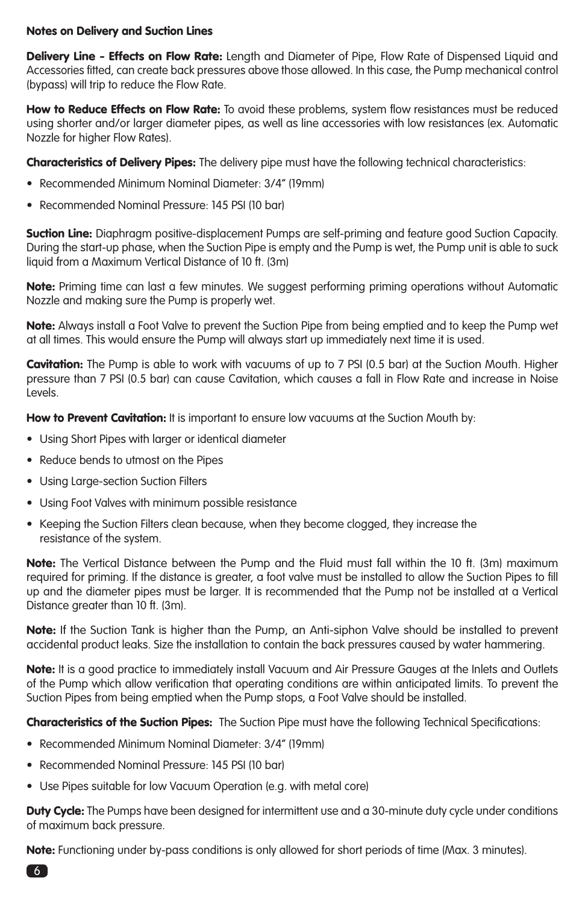## Notes on Delivery and Suction Lines

**Delivery Line - Effects on Flow Rate:** Length and Diameter of Pipe, Flow Rate of Dispensed Liquid and Accessories fitted, can create back pressures above those allowed. In this case, the Pump mechanical control (bypass) will trip to reduce the Flow Rate.

**How to Reduce Effects on Flow Rate:** To avoid these problems, system flow resistances must be reduced using shorter and/or larger diameter pipes, as well as line accessories with low resistances (ex. Automatic Nozzle for higher Flow Rates).

**Characteristics of Delivery Pipes:** The delivery pipe must have the following technical characteristics:

- Recommended Minimum Nominal Diameter: 3/4" (19mm)
- Recommended Nominal Pressure: 145 PSI (10 bar)

**Suction Line:** Diaphragm positive-displacement Pumps are self-priming and feature good Suction Capacity. During the start-up phase, when the Suction Pipe is empty and the Pump is wet, the Pump unit is able to suck liquid from a Maximum Vertical Distance of 10 ft. (3m)

**Note:** Priming time can last a few minutes. We suggest performing priming operations without Automatic Nozzle and making sure the Pump is properly wet.

**Note:** Always install a Foot Valve to prevent the Suction Pipe from being emptied and to keep the Pump wet at all times. This would ensure the Pump will always start up immediately next time it is used.

**Cavitation:** The Pump is able to work with vacuums of up to 7 PSI (0.5 bar) at the Suction Mouth. Higher pressure than 7 PSI (0.5 bar) can cause Cavitation, which causes a fall in Flow Rate and increase in Noise Levels.

**How to Prevent Cavitation:** It is important to ensure low vacuums at the Suction Mouth by:

- Using Short Pipes with larger or identical diameter
- Reduce bends to utmost on the Pipes
- Using Large-section Suction Filters
- Using Foot Valves with minimum possible resistance
- Keeping the Suction Filters clean because, when they become clogged, they increase the resistance of the system.

**Note:** The Vertical Distance between the Pump and the Fluid must fall within the 10 ft. (3m) maximum required for priming. If the distance is greater, a foot valve must be installed to allow the Suction Pipes to fill up and the diameter pipes must be larger. It is recommended that the Pump not be installed at a Vertical Distance greater than 10 ft. (3m).

**Note:** If the Suction Tank is higher than the Pump, an Anti-siphon Valve should be installed to prevent accidental product leaks. Size the installation to contain the back pressures caused by water hammering.

**Note:** It is a good practice to immediately install Vacuum and Air Pressure Gauges at the Inlets and Outlets of the Pump which allow verification that operating conditions are within anticipated limits. To prevent the Suction Pipes from being emptied when the Pump stops, a Foot Valve should be installed.

**Characteristics of the Suction Pipes:** The Suction Pipe must have the following Technical Specifications:

- Recommended Minimum Nominal Diameter: 3/4" (19mm)
- Recommended Nominal Pressure: 145 PSI (10 bar)
- Use Pipes suitable for low Vacuum Operation (e.g. with metal core)

**Duty Cycle:** The Pumps have been designed for intermittent use and a 30-minute duty cycle under conditions of maximum back pressure.

**Note:** Functioning under by-pass conditions is only allowed for short periods of time (Max. 3 minutes).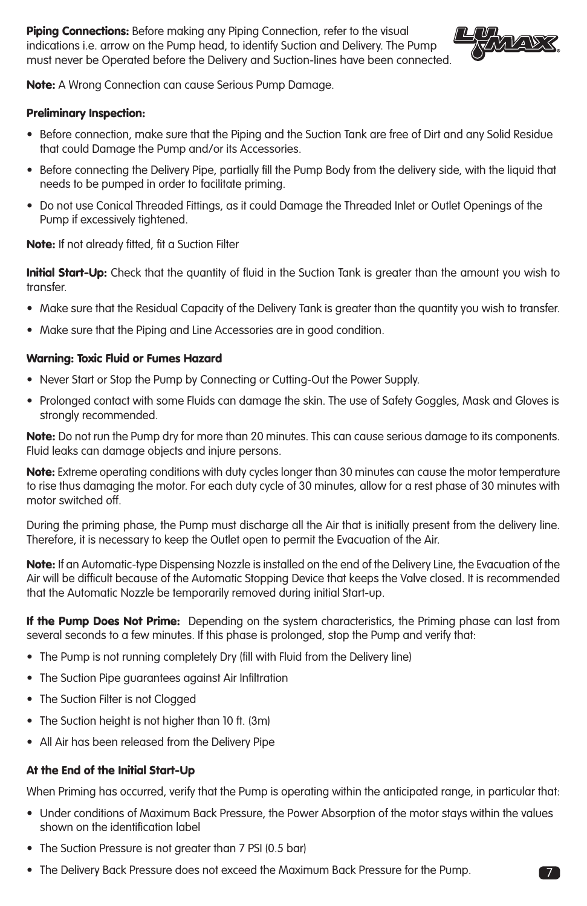**Piping Connections:** Before making any Piping Connection, refer to the visual indications i.e. arrow on the Pump head, to identify Suction and Delivery. The Pump must never be Operated before the Delivery and Suction-lines have been connected.

**Note:** A Wrong Connection can cause Serious Pump Damage.

**Preliminary Inspection:**

- Before connection, make sure that the Piping and the Suction Tank are free of Dirt and any Solid Residue that could Damage the Pump and/or its Accessories.
- Before connecting the Delivery Pipe, partially fill the Pump Body from the delivery side, with the liquid that needs to be pumped in order to facilitate priming.
- Do not use Conical Threaded Fittings, as it could Damage the Threaded Inlet or Outlet Openings of the Pump if excessively tightened.

**Note:** If not already fitted, fit a Suction Filter

**Initial Start-Up:** Check that the quantity of fluid in the Suction Tank is greater than the amount you wish to transfer.

- Make sure that the Residual Capacity of the Delivery Tank is greater than the quantity you wish to transfer.
- Make sure that the Piping and Line Accessories are in good condition.

**Warning: Toxic Fluid or Fumes Hazard**

- Never Start or Stop the Pump by Connecting or Cutting-Out the Power Supply.
- Prolonged contact with some Fluids can damage the skin. The use of Safety Goggles, Mask and Gloves is strongly recommended.

**Note:** Do not run the Pump dry for more than 20 minutes. This can cause serious damage to its components. Fluid leaks can damage objects and injure persons.

**Note:** Extreme operating conditions with duty cycles longer than 30 minutes can cause the motor temperature to rise thus damaging the motor. For each duty cycle of 30 minutes, allow for a rest phase of 30 minutes with motor switched off.

During the priming phase, the Pump must discharge all the Air that is initially present from the delivery line. Therefore, it is necessary to keep the Outlet open to permit the Evacuation of the Air.

**Note:** If an Automatic-type Dispensing Nozzle is installed on the end of the Delivery Line, the Evacuation of the Air will be difficult because of the Automatic Stopping Device that keeps the Valve closed. It is recommended that the Automatic Nozzle be temporarily removed during initial Start-up.

**If the Pump Does Not Prime:** Depending on the system characteristics, the Priming phase can last from several seconds to a few minutes. If this phase is prolonged, stop the Pump and verify that:

- The Pump is not running completely Dry (fill with Fluid from the Delivery line)
- The Suction Pipe guarantees against Air Infiltration
- The Suction Filter is not Clogged
- The Suction height is not higher than 10 ft. (3m)
- All Air has been released from the Delivery Pipe

**At the End of the Initial Start-Up**

When Priming has occurred, verify that the Pump is operating within the anticipated range, in particular that:

- Under conditions of Maximum Back Pressure, the Power Absorption of the motor stays within the values shown on the identification label
- The Suction Pressure is not greater than 7 PSI (0.5 bar)
- The Delivery Back Pressure does not exceed the Maximum Back Pressure for the Pump.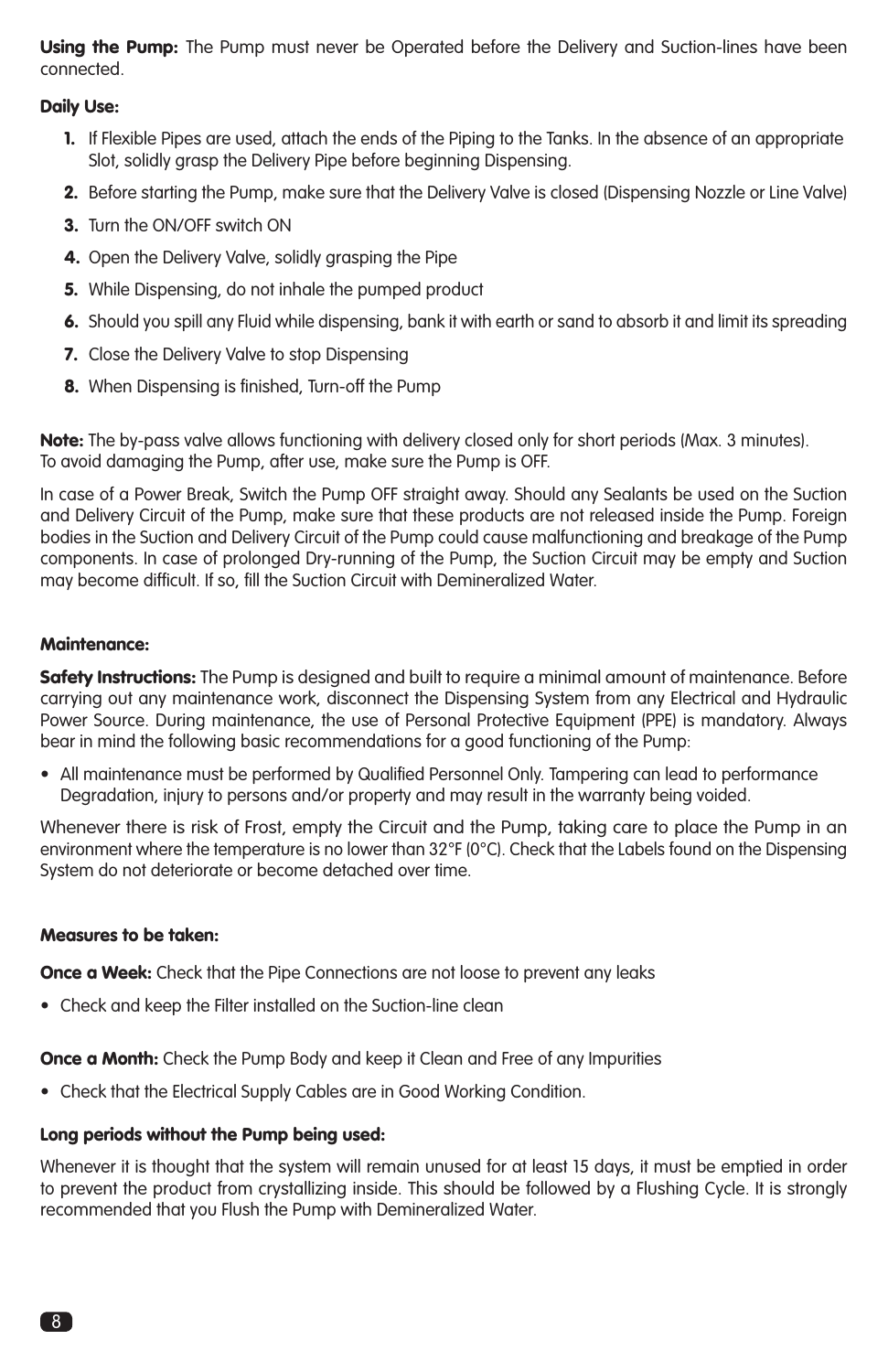**Using the Pump:** The Pump must never be Operated before the Delivery and Suction-lines have been connected.

**Daily Use:**

1. If Flexible Pipes are used, attach the ends of the Piping to the Tanks. In the absence of an appropriate Slot, solidly grasp the Delivery Pipe before beginning Dispensing.
2. Before starting the Pump, make sure that the Delivery Valve is closed (Dispensing Nozzle or Line Valve)
3. Turn the ON/OFF switch ON
4. Open the Delivery Valve, solidly grasping the Pipe
5. While Dispensing, do not inhale the pumped product
6. Should you spill any Fluid while dispensing, bank it with earth or sand to absorb it and limit its spreading
7. Close the Delivery Valve to stop Dispensing
8. When Dispensing is finished, Turn-off the Pump

**Note:** The by-pass valve allows functioning with delivery closed only for short periods (Max. 3 minutes). To avoid damaging the Pump, after use, make sure the Pump is OFF.

In case of a Power Break, Switch the Pump OFF straight away. Should any Sealants be used on the Suction and Delivery Circuit of the Pump, make sure that these products are not released inside the Pump. Foreign bodies in the Suction and Delivery Circuit of the Pump could cause malfunctioning and breakage of the Pump components. In case of prolonged Dry-running of the Pump, the Suction Circuit may be empty and Suction may become difficult. If so, fill the Suction Circuit with Demineralized Water.

**Maintenance:**

**Safety Instructions:** The Pump is designed and built to require a minimal amount of maintenance. Before carrying out any maintenance work, disconnect the Dispensing System from any Electrical and Hydraulic Power Source. During maintenance, the use of Personal Protective Equipment (PPE) is mandatory. Always bear in mind the following basic recommendations for a good functioning of the Pump:

- All maintenance must be performed by Qualified Personnel Only. Tampering can lead to performance Degradation, injury to persons and/or property and may result in the warranty being voided.

Whenever there is risk of Frost, empty the Circuit and the Pump, taking care to place the Pump in an environment where the temperature is no lower than 32°F (0°C). Check that the Labels found on the Dispensing System do not deteriorate or become detached over time.

**Measures to be taken:**

**Once a Week:** Check that the Pipe Connections are not loose to prevent any leaks

- Check and keep the Filter installed on the Suction-line clean

**Once a Month:** Check the Pump Body and keep it Clean and Free of any Impurities

- Check that the Electrical Supply Cables are in Good Working Condition.

**Long periods without the Pump being used:**

Whenever it is thought that the system will remain unused for at least 15 days, it must be emptied in order to prevent the product from crystallizing inside. This should be followed by a Flushing Cycle. It is strongly recommended that you Flush the Pump with Demineralized Water.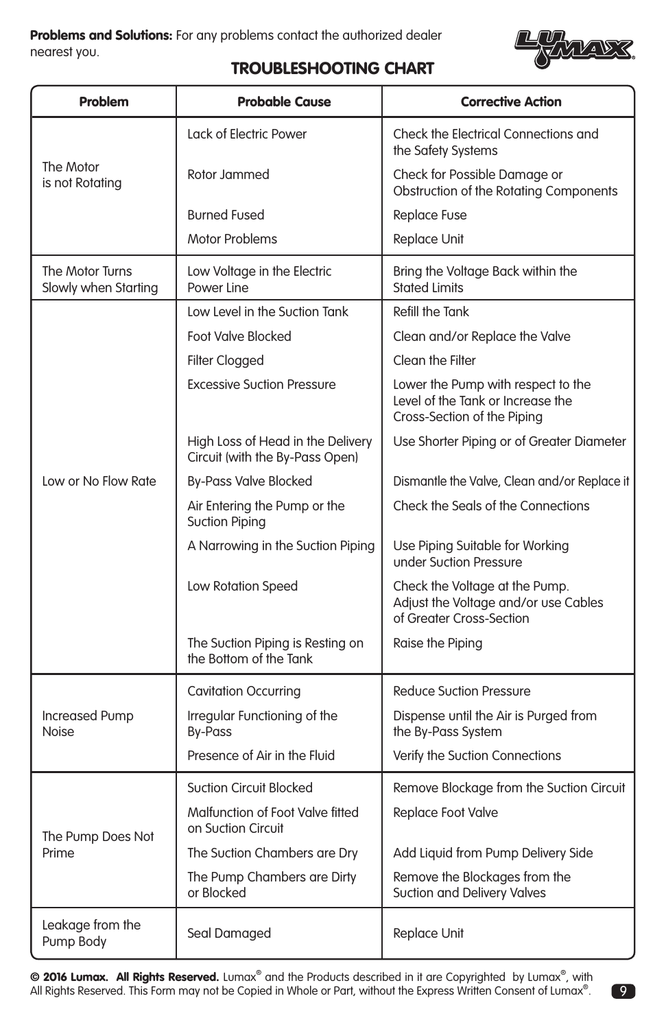**Problems and Solutions:** For any problems contact the authorized dealer nearest you.

## TROUBLESHOOTING CHART

| Problem | Probable Cause | Corrective Action |
|---|---|---|
| The Motor is not Rotating | Lack of Electric Power | Check the Electrical Connections and the Safety Systems |
| | Rotor Jammed | Check for Possible Damage or Obstruction of the Rotating Components |
| | Burned Fused | Replace Fuse |
| | Motor Problems | Replace Unit |
| The Motor Turns Slowly when Starting | Low Voltage in the Electric Power Line | Bring the Voltage Back within the Stated Limits |
| Low or No Flow Rate | Low Level in the Suction Tank | Refill the Tank |
| | Foot Valve Blocked | Clean and/or Replace the Valve |
| | Filter Clogged | Clean the Filter |
| | Excessive Suction Pressure | Lower the Pump with respect to the Level of the Tank or Increase the Cross-Section of the Piping |
| | High Loss of Head in the Delivery Circuit (with the By-Pass Open) | Use Shorter Piping or of Greater Diameter |
| | By-Pass Valve Blocked | Dismantle the Valve, Clean and/or Replace it |
| | Air Entering the Pump or the Suction Piping | Check the Seals of the Connections |
| | A Narrowing in the Suction Piping | Use Piping Suitable for Working under Suction Pressure |
| | Low Rotation Speed | Check the Voltage at the Pump. Adjust the Voltage and/or use Cables of Greater Cross-Section |
| | The Suction Piping is Resting on the Bottom of the Tank | Raise the Piping |
| Increased Pump Noise | Cavitation Occurring | Reduce Suction Pressure |
| | Irregular Functioning of the By-Pass | Dispense until the Air is Purged from the By-Pass System |
| | Presence of Air in the Fluid | Verify the Suction Connections |
| The Pump Does Not Prime | Suction Circuit Blocked | Remove Blockage from the Suction Circuit |
| | Malfunction of Foot Valve fitted on Suction Circuit | Replace Foot Valve |
| | The Suction Chambers are Dry | Add Liquid from Pump Delivery Side |
| | The Pump Chambers are Dirty or Blocked | Remove the Blockages from the Suction and Delivery Valves |
| Leakage from the Pump Body | Seal Damaged | Replace Unit |

**© 2016 Lumax. All Rights Reserved.** Lumax® and the Products described in it are Copyrighted by Lumax®, with All Rights Reserved. This Form may not be Copied in Whole or Part, without the Express Written Consent of Lumax®.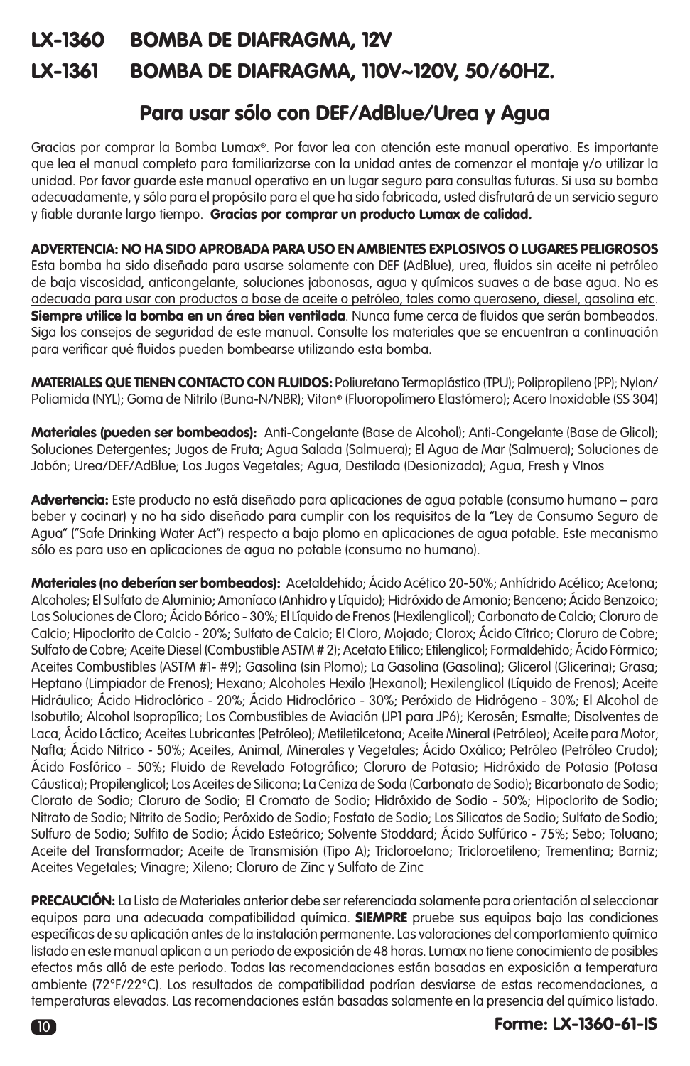# LX-1360 BOMBA DE DIAFRAGMA, 12V

# LX-1361 BOMBA DE DIAFRAGMA, 110V~120V, 50/60HZ.

## Para usar sólo con DEF/AdBlue/Urea y Agua

Gracias por comprar la Bomba Lumax®. Por favor lea con atención este manual operativo. Es importante que lea el manual completo para familiarizarse con la unidad antes de comenzar el montaje y/o utilizar la unidad. Por favor guarde este manual operativo en un lugar seguro para consultas futuras. Si usa su bomba adecuadamente, y sólo para el propósito para el que ha sido fabricada, usted disfrutará de un servicio seguro y fiable durante largo tiempo. **Gracias por comprar un producto Lumax de calidad.**

**ADVERTENCIA: NO HA SIDO APROBADA PARA USO EN AMBIENTES EXPLOSIVOS O LUGARES PELIGROSOS**
Esta bomba ha sido diseñada para usarse solamente con DEF (AdBlue), urea, fluidos sin aceite ni petróleo de baja viscosidad, anticongelante, soluciones jabonosas, agua y químicos suaves a de base agua. No es adecuada para usar con productos a base de aceite o petróleo, tales como queroseno, diesel, gasolina etc. **Siempre utilice la bomba en un área bien ventilada**. Nunca fume cerca de fluidos que serán bombeados. Siga los consejos de seguridad de este manual. Consulte los materiales que se encuentran a continuación para verificar qué fluidos pueden bombearse utilizando esta bomba.

**MATERIALES QUE TIENEN CONTACTO CON FLUIDOS:** Poliuretano Termoplástico (TPU); Polipropileno (PP); Nylon/ Poliamida (NYL); Goma de Nitrilo (Buna-N/NBR); Viton® (Fluoropolímero Elastómero); Acero Inoxidable (SS 304)

**Materiales (pueden ser bombeados):** Anti-Congelante (Base de Alcohol); Anti-Congelante (Base de Glicol); Soluciones Detergentes; Jugos de Fruta; Agua Salada (Salmuera); El Agua de Mar (Salmuera); Soluciones de Jabón; Urea/DEF/AdBlue; Los Jugos Vegetales; Agua, Destilada (Desionizada); Agua, Fresh y VInos

**Advertencia:** Este producto no está diseñado para aplicaciones de agua potable (consumo humano – para beber y cocinar) y no ha sido diseñado para cumplir con los requisitos de la "Ley de Consumo Seguro de Agua" ("Safe Drinking Water Act") respecto a bajo plomo en aplicaciones de agua potable. Este mecanismo sólo es para uso en aplicaciones de agua no potable (consumo no humano).

**Materiales (no deberían ser bombeados):** Acetaldehído; Ácido Acético 20-50%; Anhídrido Acético; Acetona; Alcoholes; El Sulfato de Aluminio; Amoníaco (Anhidro y Líquido); Hidróxido de Amonio; Benceno; Ácido Benzoico; Las Soluciones de Cloro; Ácido Bórico - 30%; El Líquido de Frenos (Hexilenglicol); Carbonato de Calcio; Cloruro de Calcio; Hipoclorito de Calcio - 20%; Sulfato de Calcio; El Cloro, Mojado; Clorox; Ácido Cítrico; Cloruro de Cobre; Sulfato de Cobre; Aceite Diesel (Combustible ASTM # 2); Acetato Etílico; Etilenglicol; Formaldehído; Ácido Fórmico; Aceites Combustibles (ASTM #1- #9); Gasolina (sin Plomo); La Gasolina (Gasolina); Glicerol (Glicerina); Grasa; Heptano (Limpiador de Frenos); Hexano; Alcoholes Hexilo (Hexanol); Hexilenglicol (Líquido de Frenos); Aceite Hidráulico; Ácido Hidroclórico - 20%; Ácido Hidroclórico - 30%; Peróxido de Hidrógeno - 30%; El Alcohol de Isobutilo; Alcohol Isopropílico; Los Combustibles de Aviación (JP1 para JP6); Kerosén; Esmalte; Disolventes de Laca; Ácido Láctico; Aceites Lubricantes (Petróleo); Metiletilcetona; Aceite Mineral (Petróleo); Aceite para Motor; Nafta; Ácido Nítrico - 50%; Aceites, Animal, Minerales y Vegetales; Ácido Oxálico; Petróleo (Petróleo Crudo); Ácido Fosfórico - 50%; Fluido de Revelado Fotográfico; Cloruro de Potasio; Hidróxido de Potasio (Potasa Cáustica); Propilenglicol; Los Aceites de Silicona; La Ceniza de Soda (Carbonato de Sodio); Bicarbonato de Sodio; Clorato de Sodio; Cloruro de Sodio; El Cromato de Sodio; Hidróxido de Sodio - 50%; Hipoclorito de Sodio; Nitrato de Sodio; Nitrito de Sodio; Peróxido de Sodio; Fosfato de Sodio; Los Silicatos de Sodio; Sulfato de Sodio; Sulfuro de Sodio; Sulfito de Sodio; Ácido Esteárico; Solvente Stoddard; Ácido Sulfúrico - 75%; Sebo; Toluano; Aceite del Transformador; Aceite de Transmisión (Tipo A); Tricloroetano; Tricloroetileno; Trementina; Barniz; Aceites Vegetales; Vinagre; Xileno; Cloruro de Zinc y Sulfato de Zinc

**PRECAUCIÓN:** La Lista de Materiales anterior debe ser referenciada solamente para orientación al seleccionar equipos para una adecuada compatibilidad química. **SIEMPRE** pruebe sus equipos bajo las condiciones específicas de su aplicación antes de la instalación permanente. Las valoraciones del comportamiento químico listado en este manual aplican a un periodo de exposición de 48 horas. Lumax no tiene conocimiento de posibles efectos más allá de este periodo. Todas las recomendaciones están basadas en exposición a temperatura ambiente (72°F/22°C). Los resultados de compatibilidad podrían desviarse de estas recomendaciones, a temperaturas elevadas. Las recomendaciones están basadas solamente en la presencia del químico listado.

**Forme: LX-1360-61-IS**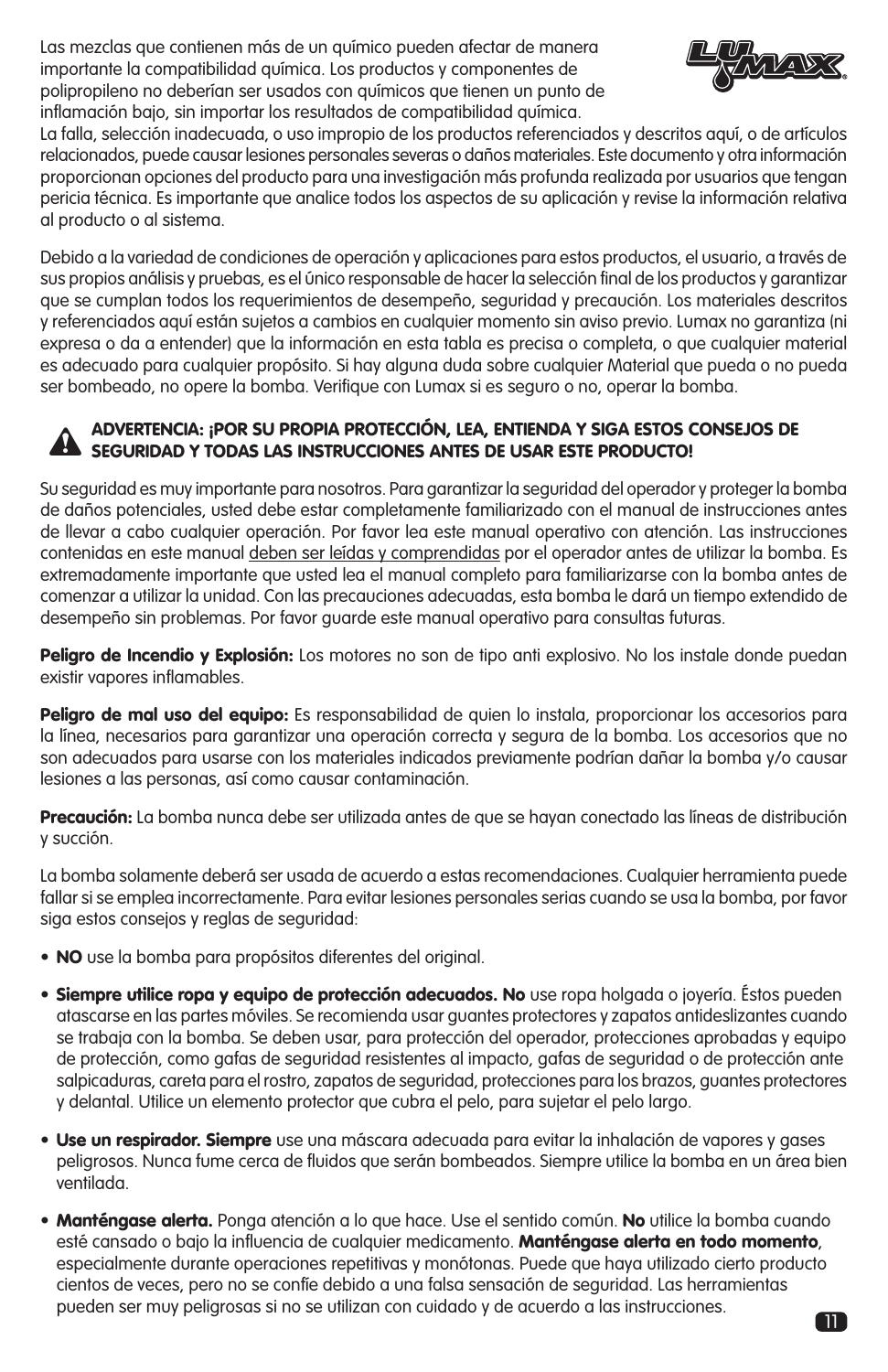Las mezclas que contienen más de un químico pueden afectar de manera importante la compatibilidad química. Los productos y componentes de polipropileno no deberían ser usados con químicos que tienen un punto de inflamación bajo, sin importar los resultados de compatibilidad química. La falla, selección inadecuada, o uso impropio de los productos referenciados y descritos aquí, o de artículos relacionados, puede causar lesiones personales severas o daños materiales. Este documento y otra información proporcionan opciones del producto para una investigación más profunda realizada por usuarios que tengan pericia técnica. Es importante que analice todos los aspectos de su aplicación y revise la información relativa al producto o al sistema.

Debido a la variedad de condiciones de operación y aplicaciones para estos productos, el usuario, a través de sus propios análisis y pruebas, es el único responsable de hacer la selección final de los productos y garantizar que se cumplan todos los requerimientos de desempeño, seguridad y precaución. Los materiales descritos y referenciados aquí están sujetos a cambios en cualquier momento sin aviso previo. Lumax no garantiza (ni expresa o da a entender) que la información en esta tabla es precisa o completa, o que cualquier material es adecuado para cualquier propósito. Si hay alguna duda sobre cualquier Material que pueda o no pueda ser bombeado, no opere la bomba. Verifique con Lumax si es seguro o no, operar la bomba.

**ADVERTENCIA: ¡POR SU PROPIA PROTECCIÓN, LEA, ENTIENDA Y SIGA ESTOS CONSEJOS DE SEGURIDAD Y TODAS LAS INSTRUCCIONES ANTES DE USAR ESTE PRODUCTO!**

Su seguridad es muy importante para nosotros. Para garantizar la seguridad del operador y proteger la bomba de daños potenciales, usted debe estar completamente familiarizado con el manual de instrucciones antes de llevar a cabo cualquier operación. Por favor lea este manual operativo con atención. Las instrucciones contenidas en este manual deben ser leídas y comprendidas por el operador antes de utilizar la bomba. Es extremadamente importante que usted lea el manual completo para familiarizarse con la bomba antes de comenzar a utilizar la unidad. Con las precauciones adecuadas, esta bomba le dará un tiempo extendido de desempeño sin problemas. Por favor guarde este manual operativo para consultas futuras.

**Peligro de Incendio y Explosión:** Los motores no son de tipo anti explosivo. No los instale donde puedan existir vapores inflamables.

**Peligro de mal uso del equipo:** Es responsabilidad de quien lo instala, proporcionar los accesorios para la línea, necesarios para garantizar una operación correcta y segura de la bomba. Los accesorios que no son adecuados para usarse con los materiales indicados previamente podrían dañar la bomba y/o causar lesiones a las personas, así como causar contaminación.

**Precaución:** La bomba nunca debe ser utilizada antes de que se hayan conectado las líneas de distribución y succión.

La bomba solamente deberá ser usada de acuerdo a estas recomendaciones. Cualquier herramienta puede fallar si se emplea incorrectamente. Para evitar lesiones personales serias cuando se usa la bomba, por favor siga estos consejos y reglas de seguridad:

- **NO** use la bomba para propósitos diferentes del original.
- **Siempre utilice ropa y equipo de protección adecuados. No** use ropa holgada o joyería. Éstos pueden atascarse en las partes móviles. Se recomienda usar guantes protectores y zapatos antideslizantes cuando se trabaja con la bomba. Se deben usar, para protección del operador, protecciones aprobadas y equipo de protección, como gafas de seguridad resistentes al impacto, gafas de seguridad o de protección ante salpicaduras, careta para el rostro, zapatos de seguridad, protecciones para los brazos, guantes protectores y delantal. Utilice un elemento protector que cubra el pelo, para sujetar el pelo largo.
- **Use un respirador. Siempre** use una máscara adecuada para evitar la inhalación de vapores y gases peligrosos. Nunca fume cerca de fluidos que serán bombeados. Siempre utilice la bomba en un área bien ventilada.
- **Manténgase alerta.** Ponga atención a lo que hace. Use el sentido común. **No** utilice la bomba cuando esté cansado o bajo la influencia de cualquier medicamento. **Manténgase alerta en todo momento**, especialmente durante operaciones repetitivas y monótonas. Puede que haya utilizado cierto producto cientos de veces, pero no se confíe debido a una falsa sensación de seguridad. Las herramientas pueden ser muy peligrosas si no se utilizan con cuidado y de acuerdo a las instrucciones.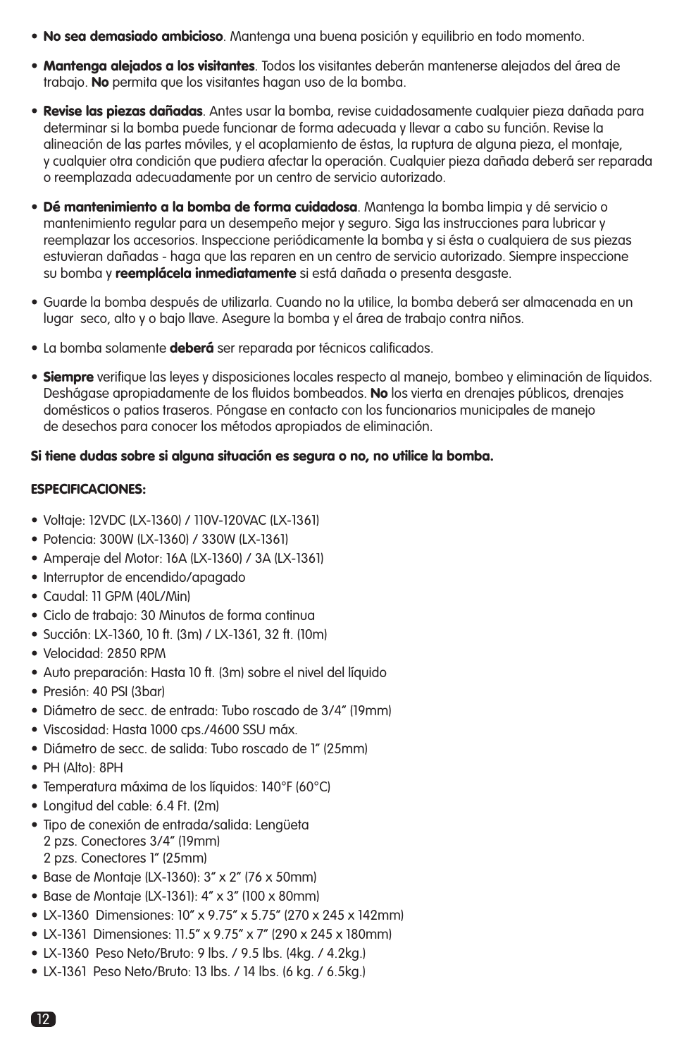- **No sea demasiado ambicioso**. Mantenga una buena posición y equilibrio en todo momento.

- **Mantenga alejados a los visitantes**. Todos los visitantes deberán mantenerse alejados del área de trabajo. **No** permita que los visitantes hagan uso de la bomba.

- **Revise las piezas dañadas**. Antes usar la bomba, revise cuidadosamente cualquier pieza dañada para determinar si la bomba puede funcionar de forma adecuada y llevar a cabo su función. Revise la alineación de las partes móviles, y el acoplamiento de éstas, la ruptura de alguna pieza, el montaje, y cualquier otra condición que pudiera afectar la operación. Cualquier pieza dañada deberá ser reparada o reemplazada adecuadamente por un centro de servicio autorizado.

- **Dé mantenimiento a la bomba de forma cuidadosa**. Mantenga la bomba limpia y dé servicio o mantenimiento regular para un desempeño mejor y seguro. Siga las instrucciones para lubricar y reemplazar los accesorios. Inspeccione periódicamente la bomba y si ésta o cualquiera de sus piezas estuvieran dañadas - haga que las reparen en un centro de servicio autorizado. Siempre inspeccione su bomba y **reemplácela inmediatamente** si está dañada o presenta desgaste.

- Guarde la bomba después de utilizarla. Cuando no la utilice, la bomba deberá ser almacenada en un lugar seco, alto y o bajo llave. Asegure la bomba y el área de trabajo contra niños.

- La bomba solamente **deberá** ser reparada por técnicos calificados.

- **Siempre** verifique las leyes y disposiciones locales respecto al manejo, bombeo y eliminación de líquidos. Deshágase apropiadamente de los fluidos bombeados. **No** los vierta en drenajes públicos, drenajes domésticos o patios traseros. Póngase en contacto con los funcionarios municipales de manejo de desechos para conocer los métodos apropiados de eliminación.

**Si tiene dudas sobre si alguna situación es segura o no, no utilice la bomba.**

**ESPECIFICACIONES:**

- Voltaje: 12VDC (LX-1360) / 110V-120VAC (LX-1361)
- Potencia: 300W (LX-1360) / 330W (LX-1361)
- Amperaje del Motor: 16A (LX-1360) / 3A (LX-1361)
- Interruptor de encendido/apagado
- Caudal: 11 GPM (40L/Min)
- Ciclo de trabajo: 30 Minutos de forma continua
- Succión: LX-1360, 10 ft. (3m) / LX-1361, 32 ft. (10m)
- Velocidad: 2850 RPM
- Auto preparación: Hasta 10 ft. (3m) sobre el nivel del líquido
- Presión: 40 PSI (3bar)
- Diámetro de secc. de entrada: Tubo roscado de 3/4" (19mm)
- Viscosidad: Hasta 1000 cps./4600 SSU máx.
- Diámetro de secc. de salida: Tubo roscado de 1" (25mm)
- PH (Alto): 8PH
- Temperatura máxima de los líquidos: 140°F (60°C)
- Longitud del cable: 6.4 Ft. (2m)
- Tipo de conexión de entrada/salida: Lengüeta
  2 pzs. Conectores 3/4" (19mm)
  2 pzs. Conectores 1" (25mm)
- Base de Montaje (LX-1360): 3" x 2" (76 x 50mm)
- Base de Montaje (LX-1361): 4" x 3" (100 x 80mm)
- LX-1360 Dimensiones: 10" x 9.75" x 5.75" (270 x 245 x 142mm)
- LX-1361 Dimensiones: 11.5" x 9.75" x 7" (290 x 245 x 180mm)
- LX-1360 Peso Neto/Bruto: 9 lbs. / 9.5 lbs. (4kg. / 4.2kg.)
- LX-1361 Peso Neto/Bruto: 13 lbs. / 14 lbs. (6 kg. / 6.5kg.)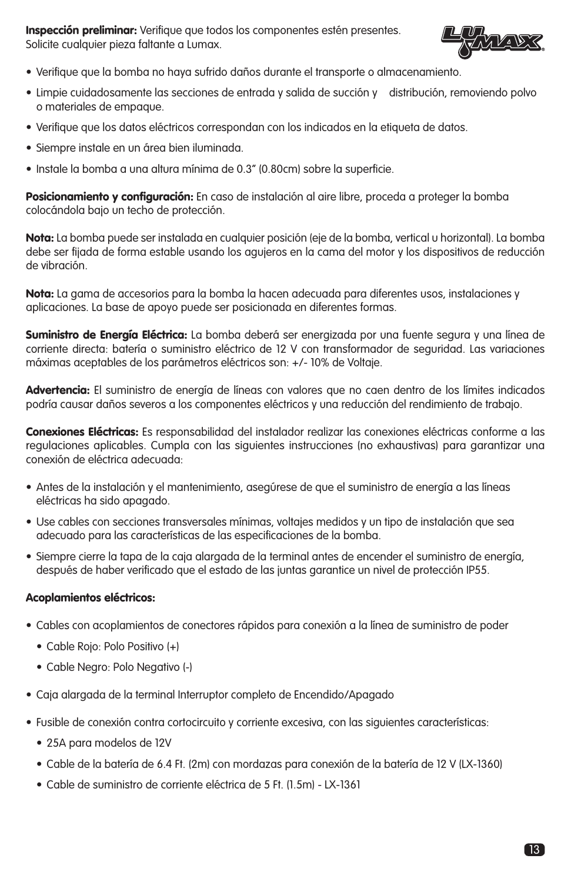**Inspección preliminar:** Verifique que todos los componentes estén presentes. Solicite cualquier pieza faltante a Lumax.

- Verifique que la bomba no haya sufrido daños durante el transporte o almacenamiento.
- Limpie cuidadosamente las secciones de entrada y salida de succión y distribución, removiendo polvo o materiales de empaque.
- Verifique que los datos eléctricos correspondan con los indicados en la etiqueta de datos.
- Siempre instale en un área bien iluminada.
- Instale la bomba a una altura mínima de 0.3" (0.80cm) sobre la superficie.

**Posicionamiento y configuración:** En caso de instalación al aire libre, proceda a proteger la bomba colocándola bajo un techo de protección.

**Nota:** La bomba puede ser instalada en cualquier posición (eje de la bomba, vertical u horizontal). La bomba debe ser fijada de forma estable usando los agujeros en la cama del motor y los dispositivos de reducción de vibración.

**Nota:** La gama de accesorios para la bomba la hacen adecuada para diferentes usos, instalaciones y aplicaciones. La base de apoyo puede ser posicionada en diferentes formas.

**Suministro de Energía Eléctrica:** La bomba deberá ser energizada por una fuente segura y una línea de corriente directa: batería o suministro eléctrico de 12 V con transformador de seguridad. Las variaciones máximas aceptables de los parámetros eléctricos son: +/- 10% de Voltaje.

**Advertencia:** El suministro de energía de líneas con valores que no caen dentro de los límites indicados podría causar daños severos a los componentes eléctricos y una reducción del rendimiento de trabajo.

**Conexiones Eléctricas:** Es responsabilidad del instalador realizar las conexiones eléctricas conforme a las regulaciones aplicables. Cumpla con las siguientes instrucciones (no exhaustivas) para garantizar una conexión de eléctrica adecuada:

- Antes de la instalación y el mantenimiento, asegúrese de que el suministro de energía a las líneas eléctricas ha sido apagado.
- Use cables con secciones transversales mínimas, voltajes medidos y un tipo de instalación que sea adecuado para las características de las especificaciones de la bomba.
- Siempre cierre la tapa de la caja alargada de la terminal antes de encender el suministro de energía, después de haber verificado que el estado de las juntas garantice un nivel de protección IP55.

**Acoplamientos eléctricos:**

- Cables con acoplamientos de conectores rápidos para conexión a la línea de suministro de poder
  - Cable Rojo: Polo Positivo (+)
  - Cable Negro: Polo Negativo (-)
- Caja alargada de la terminal Interruptor completo de Encendido/Apagado
- Fusible de conexión contra cortocircuito y corriente excesiva, con las siguientes características:
  - 25A para modelos de 12V
  - Cable de la batería de 6.4 Ft. (2m) con mordazas para conexión de la batería de 12 V (LX-1360)
  - Cable de suministro de corriente eléctrica de 5 Ft. (1.5m) - LX-1361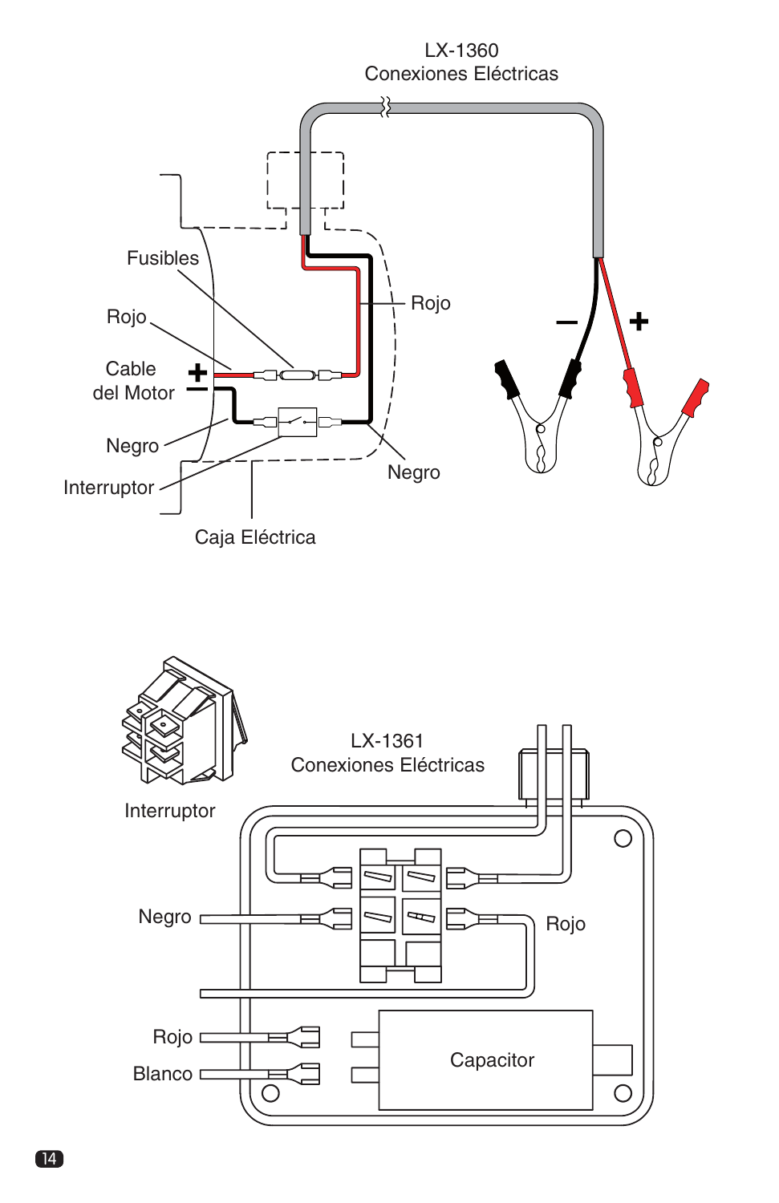LX-1360
Conexiones Eléctricas

Fusibles

Rojo

Cable del Motor

Negro

Interruptor

Caja Eléctrica

Rojo

Negro

–

+

LX-1361
Conexiones Eléctricas

Interruptor

Negro

Rojo

Rojo

Blanco

Capacitor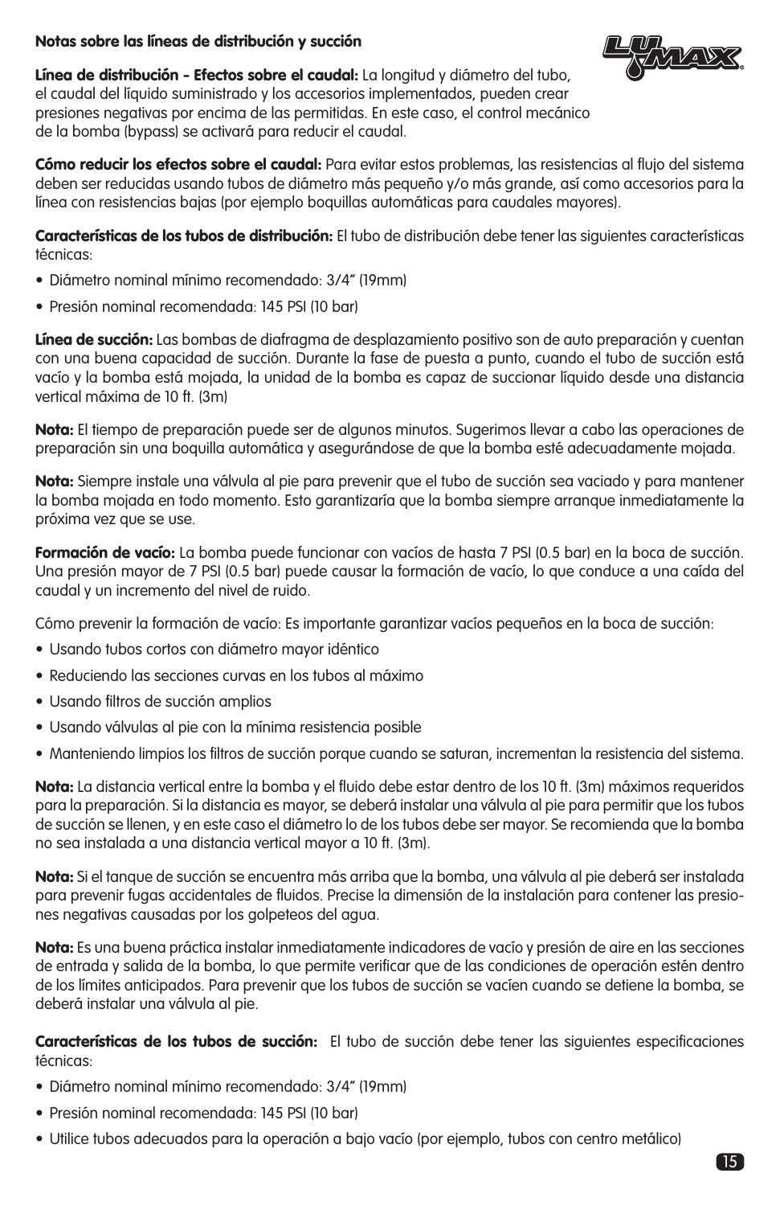**Notas sobre las líneas de distribución y succión**

**Línea de distribución - Efectos sobre el caudal:** La longitud y diámetro del tubo, el caudal del líquido suministrado y los accesorios implementados, pueden crear presiones negativas por encima de las permitidas. En este caso, el control mecánico de la bomba (bypass) se activará para reducir el caudal.

**Cómo reducir los efectos sobre el caudal:** Para evitar estos problemas, las resistencias al flujo del sistema deben ser reducidas usando tubos de diámetro más pequeño y/o más grande, así como accesorios para la línea con resistencias bajas (por ejemplo boquillas automáticas para caudales mayores).

**Características de los tubos de distribución:** El tubo de distribución debe tener las siguientes características técnicas:

- Diámetro nominal mínimo recomendado: 3/4" (19mm)
- Presión nominal recomendada: 145 PSI (10 bar)

**Línea de succión:** Las bombas de diafragma de desplazamiento positivo son de auto preparación y cuentan con una buena capacidad de succión. Durante la fase de puesta a punto, cuando el tubo de succión está vacío y la bomba está mojada, la unidad de la bomba es capaz de succionar líquido desde una distancia vertical máxima de 10 ft. (3m)

**Nota:** El tiempo de preparación puede ser de algunos minutos. Sugerimos llevar a cabo las operaciones de preparación sin una boquilla automática y asegurándose de que la bomba esté adecuadamente mojada.

**Nota:** Siempre instale una válvula al pie para prevenir que el tubo de succión sea vaciado y para mantener la bomba mojada en todo momento. Esto garantizaría que la bomba siempre arranque inmediatamente la próxima vez que se use.

**Formación de vacío:** La bomba puede funcionar con vacíos de hasta 7 PSI (0.5 bar) en la boca de succión. Una presión mayor de 7 PSI (0.5 bar) puede causar la formación de vacío, lo que conduce a una caída del caudal y un incremento del nivel de ruido.

Cómo prevenir la formación de vacío: Es importante garantizar vacíos pequeños en la boca de succión:

- Usando tubos cortos con diámetro mayor idéntico
- Reduciendo las secciones curvas en los tubos al máximo
- Usando filtros de succión amplios
- Usando válvulas al pie con la mínima resistencia posible
- Manteniendo limpios los filtros de succión porque cuando se saturan, incrementan la resistencia del sistema.

**Nota:** La distancia vertical entre la bomba y el fluido debe estar dentro de los 10 ft. (3m) máximos requeridos para la preparación. Si la distancia es mayor, se deberá instalar una válvula al pie para permitir que los tubos de succión se llenen, y en este caso el diámetro lo de los tubos debe ser mayor. Se recomienda que la bomba no sea instalada a una distancia vertical mayor a 10 ft. (3m).

**Nota:** Si el tanque de succión se encuentra más arriba que la bomba, una válvula al pie deberá ser instalada para prevenir fugas accidentales de fluidos. Precise la dimensión de la instalación para contener las presiones negativas causadas por los golpeteos del agua.

**Nota:** Es una buena práctica instalar inmediatamente indicadores de vacío y presión de aire en las secciones de entrada y salida de la bomba, lo que permite verificar que de las condiciones de operación estén dentro de los límites anticipados. Para prevenir que los tubos de succión se vacíen cuando se detiene la bomba, se deberá instalar una válvula al pie.

**Características de los tubos de succión:** El tubo de succión debe tener las siguientes especificaciones técnicas:

- Diámetro nominal mínimo recomendado: 3/4" (19mm)
- Presión nominal recomendada: 145 PSI (10 bar)
- Utilice tubos adecuados para la operación a bajo vacío (por ejemplo, tubos con centro metálico)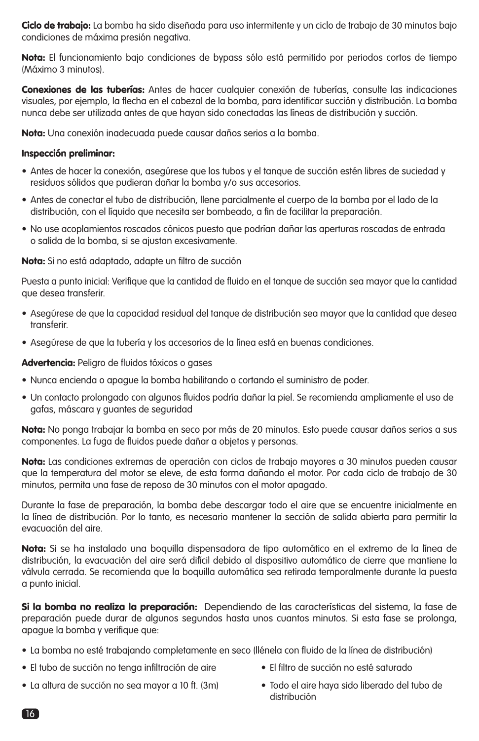**Ciclo de trabajo:** La bomba ha sido diseñada para uso intermitente y un ciclo de trabajo de 30 minutos bajo condiciones de máxima presión negativa.

**Nota:** El funcionamiento bajo condiciones de bypass sólo está permitido por periodos cortos de tiempo (Máximo 3 minutos).

**Conexiones de las tuberías:** Antes de hacer cualquier conexión de tuberías, consulte las indicaciones visuales, por ejemplo, la flecha en el cabezal de la bomba, para identificar succión y distribución. La bomba nunca debe ser utilizada antes de que hayan sido conectadas las líneas de distribución y succión.

**Nota:** Una conexión inadecuada puede causar daños serios a la bomba.

**Inspección preliminar:**

- Antes de hacer la conexión, asegúrese que los tubos y el tanque de succión estén libres de suciedad y residuos sólidos que pudieran dañar la bomba y/o sus accesorios.
- Antes de conectar el tubo de distribución, llene parcialmente el cuerpo de la bomba por el lado de la distribución, con el líquido que necesita ser bombeado, a fin de facilitar la preparación.
- No use acoplamientos roscados cónicos puesto que podrían dañar las aperturas roscadas de entrada o salida de la bomba, si se ajustan excesivamente.

**Nota:** Si no está adaptado, adapte un filtro de succión

Puesta a punto inicial: Verifique que la cantidad de fluido en el tanque de succión sea mayor que la cantidad que desea transferir.

- Asegúrese de que la capacidad residual del tanque de distribución sea mayor que la cantidad que desea transferir.
- Asegúrese de que la tubería y los accesorios de la línea está en buenas condiciones.

**Advertencia:** Peligro de fluidos tóxicos o gases

- Nunca encienda o apague la bomba habilitando o cortando el suministro de poder.
- Un contacto prolongado con algunos fluidos podría dañar la piel. Se recomienda ampliamente el uso de gafas, máscara y guantes de seguridad

**Nota:** No ponga trabajar la bomba en seco por más de 20 minutos. Esto puede causar daños serios a sus componentes. La fuga de fluidos puede dañar a objetos y personas.

**Nota:** Las condiciones extremas de operación con ciclos de trabajo mayores a 30 minutos pueden causar que la temperatura del motor se eleve, de esta forma dañando el motor. Por cada ciclo de trabajo de 30 minutos, permita una fase de reposo de 30 minutos con el motor apagado.

Durante la fase de preparación, la bomba debe descargar todo el aire que se encuentre inicialmente en la línea de distribución. Por lo tanto, es necesario mantener la sección de salida abierta para permitir la evacuación del aire.

**Nota:** Si se ha instalado una boquilla dispensadora de tipo automático en el extremo de la línea de distribución, la evacuación del aire será difícil debido al dispositivo automático de cierre que mantiene la válvula cerrada. Se recomienda que la boquilla automática sea retirada temporalmente durante la puesta a punto inicial.

**Si la bomba no realiza la preparación:** Dependiendo de las características del sistema, la fase de preparación puede durar de algunos segundos hasta unos cuantos minutos. Si esta fase se prolonga, apague la bomba y verifique que:

- La bomba no esté trabajando completamente en seco (llénela con fluido de la línea de distribución)
- El tubo de succión no tenga infiltración de aire
- La altura de succión no sea mayor a 10 ft. (3m)
- El filtro de succión no esté saturado
- Todo el aire haya sido liberado del tubo de distribución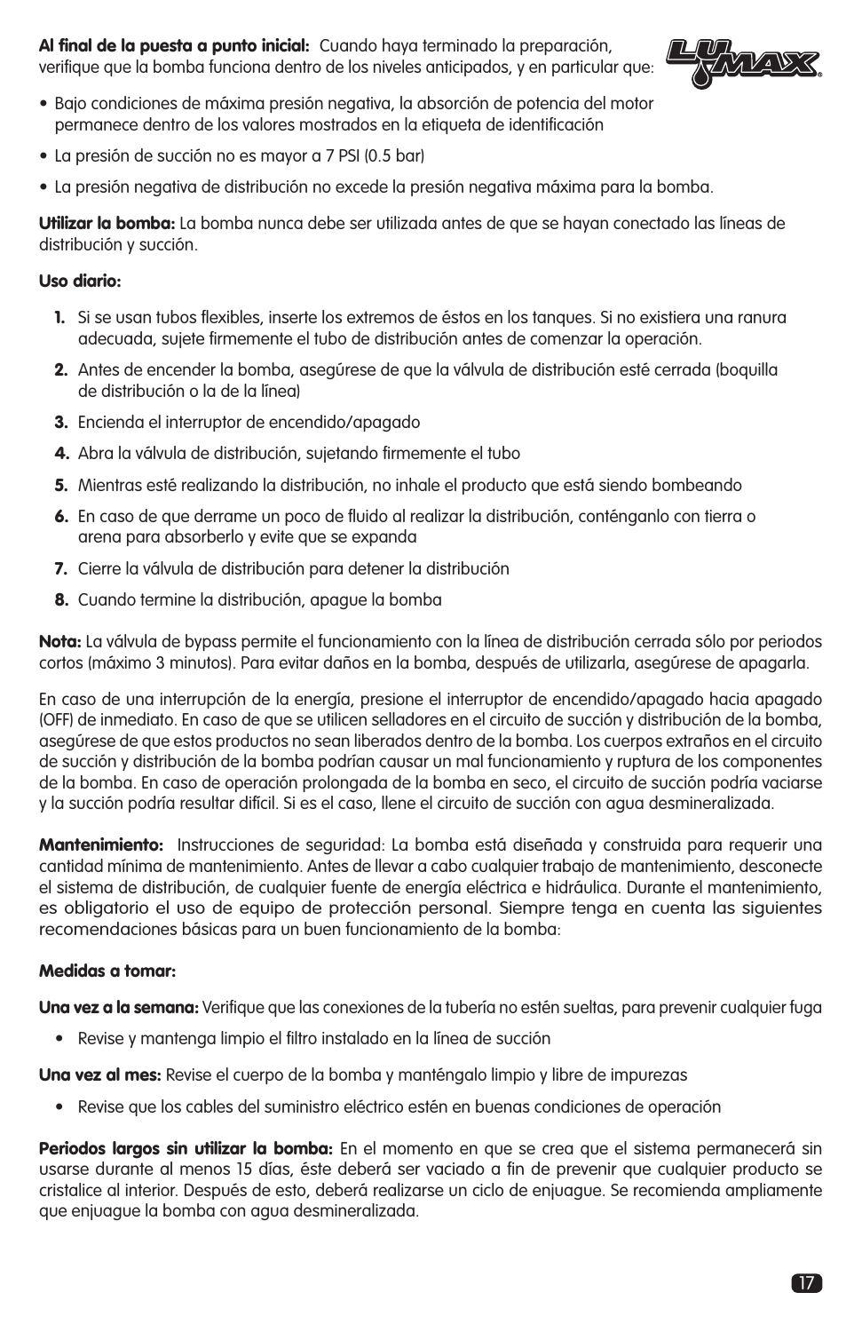**Al final de la puesta a punto inicial:** Cuando haya terminado la preparación, verifique que la bomba funciona dentro de los niveles anticipados, y en particular que:

- Bajo condiciones de máxima presión negativa, la absorción de potencia del motor permanece dentro de los valores mostrados en la etiqueta de identificación
- La presión de succión no es mayor a 7 PSI (0.5 bar)
- La presión negativa de distribución no excede la presión negativa máxima para la bomba.

**Utilizar la bomba:** La bomba nunca debe ser utilizada antes de que se hayan conectado las líneas de distribución y succión.

**Uso diario:**

1. Si se usan tubos flexibles, inserte los extremos de éstos en los tanques. Si no existiera una ranura adecuada, sujete firmemente el tubo de distribución antes de comenzar la operación.
2. Antes de encender la bomba, asegúrese de que la válvula de distribución esté cerrada (boquilla de distribución o la de la línea)
3. Encienda el interruptor de encendido/apagado
4. Abra la válvula de distribución, sujetando firmemente el tubo
5. Mientras esté realizando la distribución, no inhale el producto que está siendo bombeando
6. En caso de que derrame un poco de fluido al realizar la distribución, conténganlo con tierra o arena para absorberlo y evite que se expanda
7. Cierre la válvula de distribución para detener la distribución
8. Cuando termine la distribución, apague la bomba

**Nota:** La válvula de bypass permite el funcionamiento con la línea de distribución cerrada sólo por periodos cortos (máximo 3 minutos). Para evitar daños en la bomba, después de utilizarla, asegúrese de apagarla.

En caso de una interrupción de la energía, presione el interruptor de encendido/apagado hacia apagado (OFF) de inmediato. En caso de que se utilicen selladores en el circuito de succión y distribución de la bomba, asegúrese de que estos productos no sean liberados dentro de la bomba. Los cuerpos extraños en el circuito de succión y distribución de la bomba podrían causar un mal funcionamiento y ruptura de los componentes de la bomba. En caso de operación prolongada de la bomba en seco, el circuito de succión podría vaciarse y la succión podría resultar difícil. Si es el caso, llene el circuito de succión con agua desmineralizada.

**Mantenimiento:** Instrucciones de seguridad: La bomba está diseñada y construida para requerir una cantidad mínima de mantenimiento. Antes de llevar a cabo cualquier trabajo de mantenimiento, desconecte el sistema de distribución, de cualquier fuente de energía eléctrica e hidráulica. Durante el mantenimiento, es obligatorio el uso de equipo de protección personal. Siempre tenga en cuenta las siguientes recomendaciones básicas para un buen funcionamiento de la bomba:

**Medidas a tomar:**

**Una vez a la semana:** Verifique que las conexiones de la tubería no estén sueltas, para prevenir cualquier fuga

- Revise y mantenga limpio el filtro instalado en la línea de succión

**Una vez al mes:** Revise el cuerpo de la bomba y manténgalo limpio y libre de impurezas

- Revise que los cables del suministro eléctrico estén en buenas condiciones de operación

**Periodos largos sin utilizar la bomba:** En el momento en que se crea que el sistema permanecerá sin usarse durante al menos 15 días, éste deberá ser vaciado a fin de prevenir que cualquier producto se cristalice al interior. Después de esto, deberá realizarse un ciclo de enjuague. Se recomienda ampliamente que enjuague la bomba con agua desmineralizada.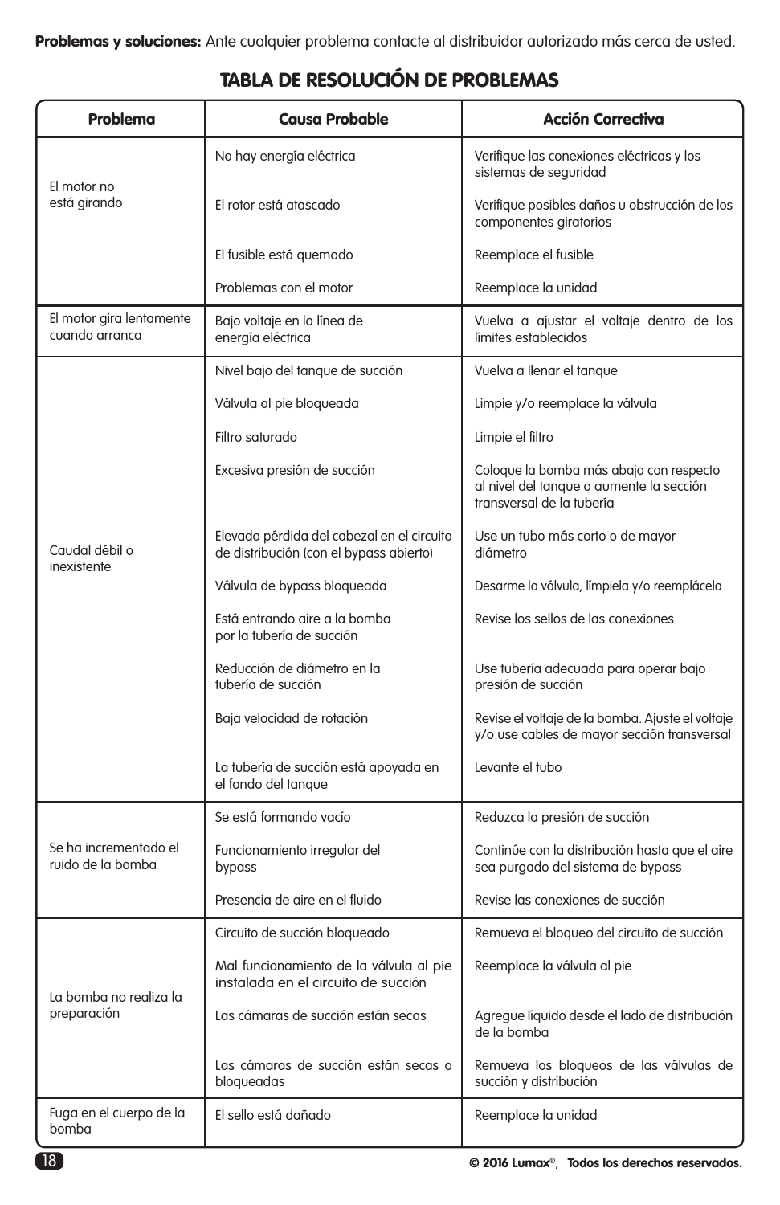**Problemas y soluciones:** Ante cualquier problema contacte al distribuidor autorizado más cerca de usted.

## TABLA DE RESOLUCIÓN DE PROBLEMAS

| Problema | Causa Probable | Acción Correctiva |
|---|---|---|
| El motor no está girando | No hay energía eléctrica | Verifique las conexiones eléctricas y los sistemas de seguridad |
| | El rotor está atascado | Verifique posibles daños u obstrucción de los componentes giratorios |
| | El fusible está quemado | Reemplace el fusible |
| | Problemas con el motor | Reemplace la unidad |
| El motor gira lentamente cuando arranca | Bajo voltaje en la línea de energía eléctrica | Vuelva a ajustar el voltaje dentro de los límites establecidos |
| Caudal débil o inexistente | Nivel bajo del tanque de succión | Vuelva a llenar el tanque |
| | Válvula al pie bloqueada | Limpie y/o reemplace la válvula |
| | Filtro saturado | Limpie el filtro |
| | Excesiva presión de succión | Coloque la bomba más abajo con respecto al nivel del tanque o aumente la sección transversal de la tubería |
| | Elevada pérdida del cabezal en el circuito de distribución (con el bypass abierto) | Use un tubo más corto o de mayor diámetro |
| | Válvula de bypass bloqueada | Desarme la válvula, límpiela y/o reemplácela |
| | Está entrando aire a la bomba por la tubería de succión | Revise los sellos de las conexiones |
| | Reducción de diámetro en la tubería de succión | Use tubería adecuada para operar bajo presión de succión |
| | Baja velocidad de rotación | Revise el voltaje de la bomba. Ajuste el voltaje y/o use cables de mayor sección transversal |
| | La tubería de succión está apoyada en el fondo del tanque | Levante el tubo |
| Se ha incrementado el ruido de la bomba | Se está formando vacío | Reduzca la presión de succión |
| | Funcionamiento irregular del bypass | Continúe con la distribución hasta que el aire sea purgado del sistema de bypass |
| | Presencia de aire en el fluido | Revise las conexiones de succión |
| La bomba no realiza la preparación | Circuito de succión bloqueado | Remueva el bloqueo del circuito de succión |
| | Mal funcionamiento de la válvula al pie instalada en el circuito de succión | Reemplace la válvula al pie |
| | Las cámaras de succión están secas | Agregue líquido desde el lado de distribución de la bomba |
| | Las cámaras de succión están secas o bloqueadas | Remueva los bloqueos de las válvulas de succión y distribución |
| Fuga en el cuerpo de la bomba | El sello está dañado | Reemplace la unidad |

**© 2016 Lumax®, Todos los derechos reservados.**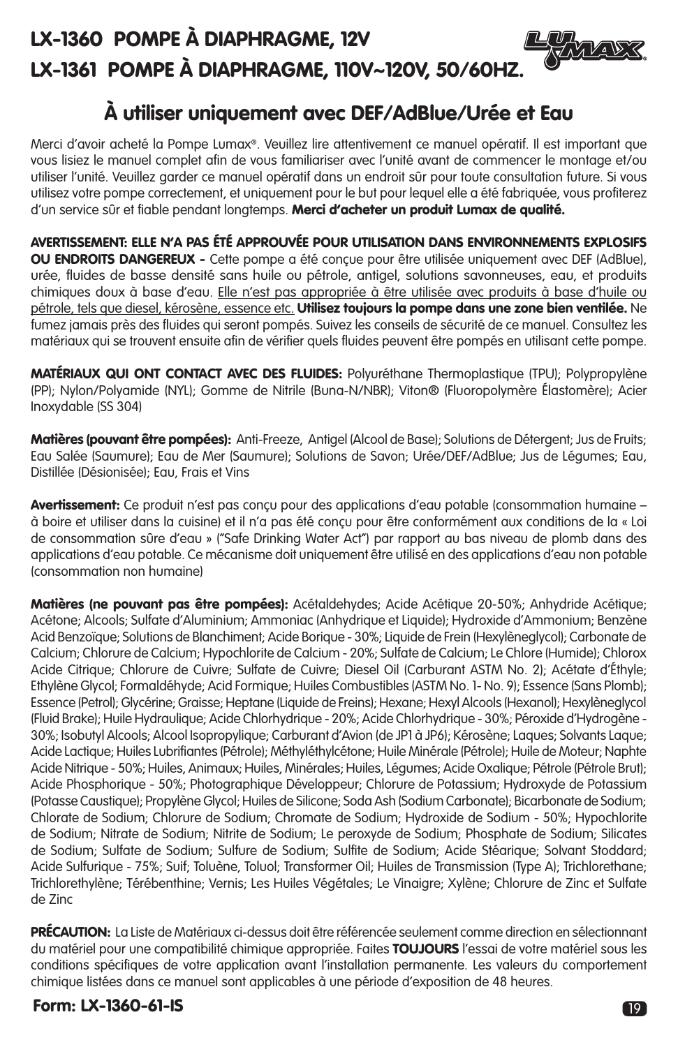# LX-1360 POMPE À DIAPHRAGME, 12V

# LX-1361 POMPE À DIAPHRAGME, 110V~120V, 50/60HZ.

## À utiliser uniquement avec DEF/AdBlue/Urée et Eau

Merci d'avoir acheté la Pompe Lumax®. Veuillez lire attentivement ce manuel opératif. Il est important que vous lisiez le manuel complet afin de vous familiariser avec l'unité avant de commencer le montage et/ou utiliser l'unité. Veuillez garder ce manuel opératif dans un endroit sûr pour toute consultation future. Si vous utilisez votre pompe correctement, et uniquement pour le but pour lequel elle a été fabriquée, vous profiterez d'un service sûr et fiable pendant longtemps. **Merci d'acheter un produit Lumax de qualité.**

**AVERTISSEMENT: ELLE N'A PAS ÉTÉ APPROUVÉE POUR UTILISATION DANS ENVIRONNEMENTS EXPLOSIFS OU ENDROITS DANGEREUX -** Cette pompe a été conçue pour être utilisée uniquement avec DEF (AdBlue), urée, fluides de basse densité sans huile ou pétrole, antigel, solutions savonneuses, eau, et produits chimiques doux à base d'eau. Elle n'est pas appropriée à être utilisée avec produits à base d'huile ou pétrole, tels que diesel, kérosène, essence etc. **Utilisez toujours la pompe dans une zone bien ventilée.** Ne fumez jamais près des fluides qui seront pompés. Suivez les conseils de sécurité de ce manuel. Consultez les matériaux qui se trouvent ensuite afin de vérifier quels fluides peuvent être pompés en utilisant cette pompe.

**MATÉRIAUX QUI ONT CONTACT AVEC DES FLUIDES:** Polyuréthane Thermoplastique (TPU); Polypropylène (PP); Nylon/Polyamide (NYL); Gomme de Nitrile (Buna-N/NBR); Viton® (Fluoropolymère Élastomère); Acier Inoxydable (SS 304)

**Matières (pouvant être pompées):** Anti-Freeze, Antigel (Alcool de Base); Solutions de Détergent; Jus de Fruits; Eau Salée (Saumure); Eau de Mer (Saumure); Solutions de Savon; Urée/DEF/AdBlue; Jus de Légumes; Eau, Distillée (Désionisée); Eau, Frais et Vins

**Avertissement:** Ce produit n'est pas conçu pour des applications d'eau potable (consommation humaine – à boire et utiliser dans la cuisine) et il n'a pas été conçu pour être conformément aux conditions de la « Loi de consommation sûre d'eau » ("Safe Drinking Water Act") par rapport au bas niveau de plomb dans des applications d'eau potable. Ce mécanisme doit uniquement être utilisé en des applications d'eau non potable (consommation non humaine)

**Matières (ne pouvant pas être pompées):** Acétaldehydes; Acide Acétique 20-50%; Anhydride Acétique; Acétone; Alcools; Sulfate d'Aluminium; Ammoniac (Anhydrique et Liquide); Hydroxide d'Ammonium; Benzène Acid Benzoïque; Solutions de Blanchiment; Acide Borique - 30%; Liquide de Frein (Hexylèneglycol); Carbonate de Calcium; Chlorure de Calcium; Hypochlorite de Calcium - 20%; Sulfate de Calcium; Le Chlore (Humide); Chlorox Acide Citrique; Chlorure de Cuivre; Sulfate de Cuivre; Diesel Oil (Carburant ASTM No. 2); Acétate d'Éthyle; Ethylène Glycol; Formaldéhyde; Acid Formique; Huiles Combustibles (ASTM No. 1- No. 9); Essence (Sans Plomb); Essence (Petrol); Glycérine; Graisse; Heptane (Liquide de Freins); Hexane; Hexyl Alcools (Hexanol); Hexylèneglycol (Fluid Brake); Huile Hydraulique; Acide Chlorhydrique - 20%; Acide Chlorhydrique - 30%; Péroxide d'Hydrogène - 30%; Isobutyl Alcools; Alcool Isopropylique; Carburant d'Avion (de JP1 à JP6); Kérosène; Laques; Solvants Laque; Acide Lactique; Huiles Lubrifiantes (Pétrole); Méthyléthylcétone; Huile Minérale (Pétrole); Huile de Moteur; Naphte Acide Nitrique - 50%; Huiles, Animaux; Huiles, Minérales; Huiles, Légumes; Acide Oxalique; Pétrole (Pétrole Brut); Acide Phosphorique - 50%; Photographique Développeur; Chlorure de Potassium; Hydroxyde de Potassium (Potasse Caustique); Propylène Glycol; Huiles de Silicone; Soda Ash (Sodium Carbonate); Bicarbonate de Sodium; Chlorate de Sodium; Chlorure de Sodium; Chromate de Sodium; Hydroxide de Sodium - 50%; Hypochlorite de Sodium; Nitrate de Sodium; Nitrite de Sodium; Le peroxyde de Sodium; Phosphate de Sodium; Silicates de Sodium; Sulfate de Sodium; Sulfure de Sodium; Sulfite de Sodium; Acide Stéarique; Solvant Stoddard; Acide Sulfurique - 75%; Suif; Toluène, Toluol; Transformer Oil; Huiles de Transmission (Type A); Trichlorethane; Trichlorethylène; Térébenthine; Vernis; Les Huiles Végétales; Le Vinaigre; Xylène; Chlorure de Zinc et Sulfate de Zinc

**PRÉCAUTION:** La Liste de Matériaux ci-dessus doit être référencée seulement comme direction en sélectionnant du matériel pour une compatibilité chimique appropriée. Faites **TOUJOURS** l'essai de votre matériel sous les conditions spécifiques de votre application avant l'installation permanente. Les valeurs du comportement chimique listées dans ce manuel sont applicables à une période d'exposition de 48 heures.

**Form: LX-1360-61-IS**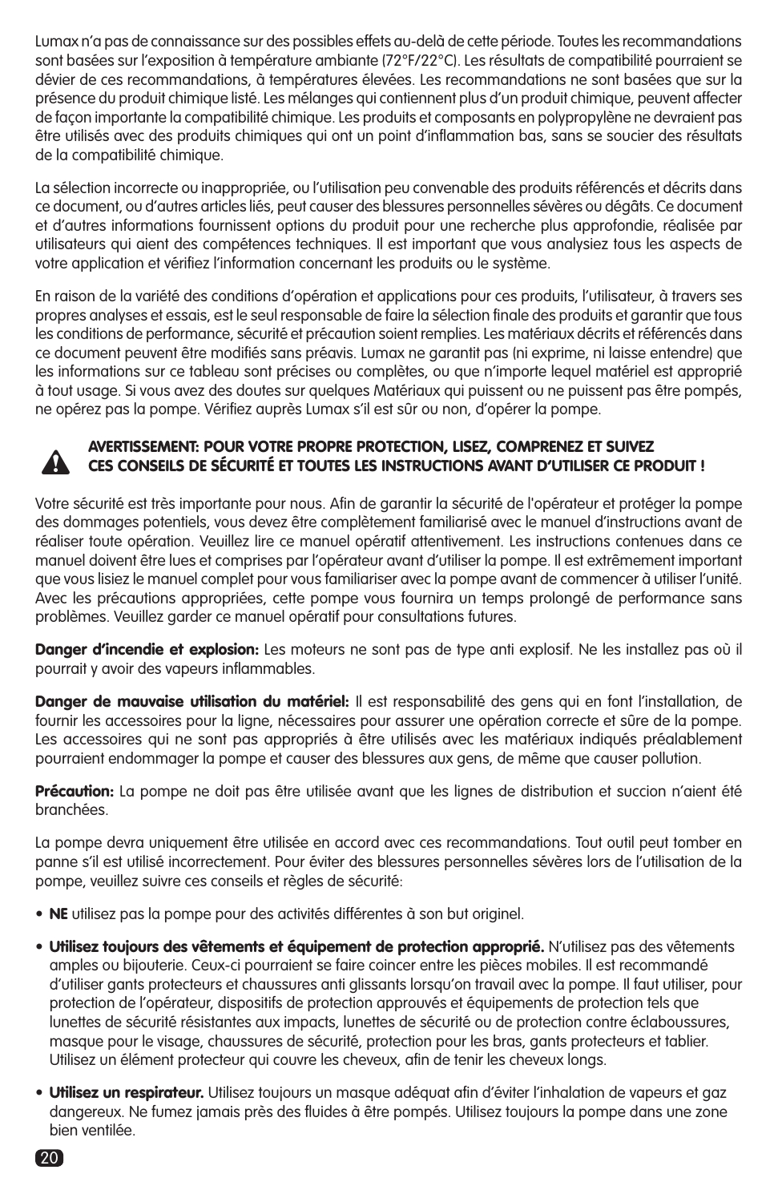Lumax n'a pas de connaissance sur des possibles effets au-delà de cette période. Toutes les recommandations sont basées sur l'exposition à température ambiante (72°F/22°C). Les résultats de compatibilité pourraient se dévier de ces recommandations, à températures élevées. Les recommandations ne sont basées que sur la présence du produit chimique listé. Les mélanges qui contiennent plus d'un produit chimique, peuvent affecter de façon importante la compatibilité chimique. Les produits et composants en polypropylène ne devraient pas être utilisés avec des produits chimiques qui ont un point d'inflammation bas, sans se soucier des résultats de la compatibilité chimique.

La sélection incorrecte ou inappropriée, ou l'utilisation peu convenable des produits référencés et décrits dans ce document, ou d'autres articles liés, peut causer des blessures personnelles sévères ou dégâts. Ce document et d'autres informations fournissent options du produit pour une recherche plus approfondie, réalisée par utilisateurs qui aient des compétences techniques. Il est important que vous analysiez tous les aspects de votre application et vérifiez l'information concernant les produits ou le système.

En raison de la variété des conditions d'opération et applications pour ces produits, l'utilisateur, à travers ses propres analyses et essais, est le seul responsable de faire la sélection finale des produits et garantir que tous les conditions de performance, sécurité et précaution soient remplies. Les matériaux décrits et référencés dans ce document peuvent être modifiés sans préavis. Lumax ne garantit pas (ni exprime, ni laisse entendre) que les informations sur ce tableau sont précises ou complètes, ou que n'importe lequel matériel est approprié à tout usage. Si vous avez des doutes sur quelques Matériaux qui puissent ou ne puissent pas être pompés, ne opérez pas la pompe. Vérifiez auprès Lumax s'il est sûr ou non, d'opérer la pompe.

**AVERTISSEMENT: POUR VOTRE PROPRE PROTECTION, LISEZ, COMPRENEZ ET SUIVEZ CES CONSEILS DE SÉCURITÉ ET TOUTES LES INSTRUCTIONS AVANT D'UTILISER CE PRODUIT !**

Votre sécurité est très importante pour nous. Afin de garantir la sécurité de l'opérateur et protéger la pompe des dommages potentiels, vous devez être complètement familiarisé avec le manuel d'instructions avant de réaliser toute opération. Veuillez lire ce manuel opératif attentivement. Les instructions contenues dans ce manuel doivent être lues et comprises par l'opérateur avant d'utiliser la pompe. Il est extrêmement important que vous lisiez le manuel complet pour vous familiariser avec la pompe avant de commencer à utiliser l'unité. Avec les précautions appropriées, cette pompe vous fournira un temps prolongé de performance sans problèmes. Veuillez garder ce manuel opératif pour consultations futures.

**Danger d'incendie et explosion:** Les moteurs ne sont pas de type anti explosif. Ne les installez pas où il pourrait y avoir des vapeurs inflammables.

**Danger de mauvaise utilisation du matériel:** Il est responsabilité des gens qui en font l'installation, de fournir les accessoires pour la ligne, nécessaires pour assurer une opération correcte et sûre de la pompe. Les accessoires qui ne sont pas appropriés à être utilisés avec les matériaux indiqués préalablement pourraient endommager la pompe et causer des blessures aux gens, de même que causer pollution.

**Précaution:** La pompe ne doit pas être utilisée avant que les lignes de distribution et succion n'aient été branchées.

La pompe devra uniquement être utilisée en accord avec ces recommandations. Tout outil peut tomber en panne s'il est utilisé incorrectement. Pour éviter des blessures personnelles sévères lors de l'utilisation de la pompe, veuillez suivre ces conseils et règles de sécurité:

- **NE** utilisez pas la pompe pour des activités différentes à son but originel.
- **Utilisez toujours des vêtements et équipement de protection approprié.** N'utilisez pas des vêtements amples ou bijouterie. Ceux-ci pourraient se faire coincer entre les pièces mobiles. Il est recommandé d'utiliser gants protecteurs et chaussures anti glissants lorsqu'on travail avec la pompe. Il faut utiliser, pour protection de l'opérateur, dispositifs de protection approuvés et équipements de protection tels que lunettes de sécurité résistantes aux impacts, lunettes de sécurité ou de protection contre éclaboussures, masque pour le visage, chaussures de sécurité, protection pour les bras, gants protecteurs et tablier. Utilisez un élément protecteur qui couvre les cheveux, afin de tenir les cheveux longs.
- **Utilisez un respirateur.** Utilisez toujours un masque adéquat afin d'éviter l'inhalation de vapeurs et gaz dangereux. Ne fumez jamais près des fluides à être pompés. Utilisez toujours la pompe dans une zone bien ventilée.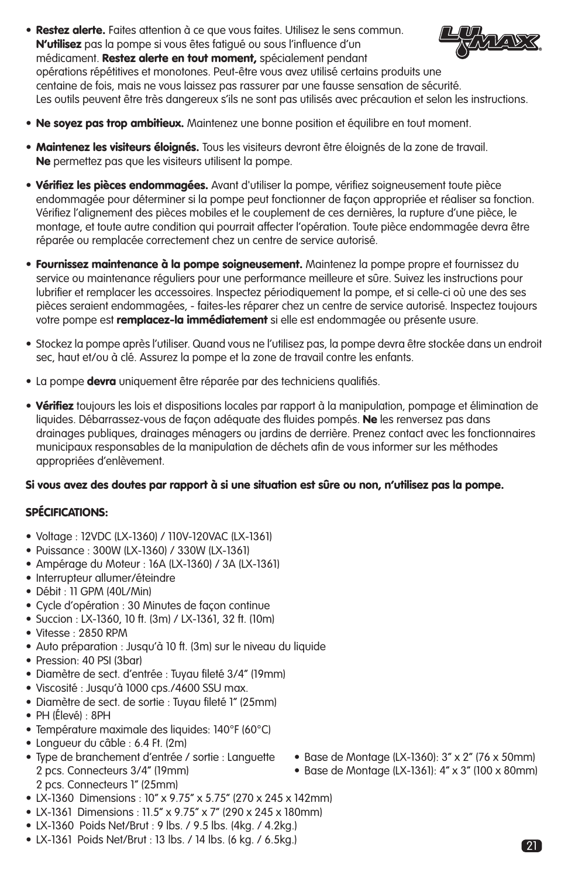- **Restez alerte.** Faites attention à ce que vous faites. Utilisez le sens commun. **N'utilisez** pas la pompe si vous êtes fatigué ou sous l'influence d'un médicament. **Restez alerte en tout moment,** spécialement pendant opérations répétitives et monotones. Peut-être vous avez utilisé certains produits une centaine de fois, mais ne vous laissez pas rassurer par une fausse sensation de sécurité. Les outils peuvent être très dangereux s'ils ne sont pas utilisés avec précaution et selon les instructions.

- **Ne soyez pas trop ambitieux.** Maintenez une bonne position et équilibre en tout moment.

- **Maintenez les visiteurs éloignés.** Tous les visiteurs devront être éloignés de la zone de travail. **Ne** permettez pas que les visiteurs utilisent la pompe.

- **Vérifiez les pièces endommagées.** Avant d'utiliser la pompe, vérifiez soigneusement toute pièce endommagée pour déterminer si la pompe peut fonctionner de façon appropriée et réaliser sa fonction. Vérifiez l'alignement des pièces mobiles et le couplement de ces dernières, la rupture d'une pièce, le montage, et toute autre condition qui pourrait affecter l'opération. Toute pièce endommagée devra être réparée ou remplacée correctement chez un centre de service autorisé.

- **Fournissez maintenance à la pompe soigneusement.** Maintenez la pompe propre et fournissez du service ou maintenance réguliers pour une performance meilleure et sûre. Suivez les instructions pour lubrifier et remplacer les accessoires. Inspectez périodiquement la pompe, et si celle-ci où une des ses pièces seraient endommagées, - faites-les réparer chez un centre de service autorisé. Inspectez toujours votre pompe est **remplacez-la immédiatement** si elle est endommagée ou présente usure.

- Stockez la pompe après l'utiliser. Quand vous ne l'utilisez pas, la pompe devra être stockée dans un endroit sec, haut et/ou à clé. Assurez la pompe et la zone de travail contre les enfants.

- La pompe **devra** uniquement être réparée par des techniciens qualifiés.

- **Vérifiez** toujours les lois et dispositions locales par rapport à la manipulation, pompage et élimination de liquides. Débarrassez-vous de façon adéquate des fluides pompés. **Ne** les renversez pas dans drainages publiques, drainages ménagers ou jardins de derrière. Prenez contact avec les fonctionnaires municipaux responsables de la manipulation de déchets afin de vous informer sur les méthodes appropriées d'enlèvement.

**Si vous avez des doutes par rapport à si une situation est sûre ou non, n'utilisez pas la pompe.**

**SPÉCIFICATIONS:**

- Voltage : 12VDC (LX-1360) / 110V-120VAC (LX-1361)
- Puissance : 300W (LX-1360) / 330W (LX-1361)
- Ampérage du Moteur : 16A (LX-1360) / 3A (LX-1361)
- Interrupteur allumer/éteindre
- Débit : 11 GPM (40L/Min)
- Cycle d'opération : 30 Minutes de façon continue
- Succion : LX-1360, 10 ft. (3m) / LX-1361, 32 ft. (10m)
- Vitesse : 2850 RPM
- Auto préparation : Jusqu'à 10 ft. (3m) sur le niveau du liquide
- Pression: 40 PSI (3bar)
- Diamètre de sect. d'entrée : Tuyau fileté 3/4" (19mm)
- Viscosité : Jusqu'à 1000 cps./4600 SSU max.
- Diamètre de sect. de sortie : Tuyau fileté 1" (25mm)
- PH (Élevé) : 8PH
- Température maximale des liquides: 140°F (60°C)
- Longueur du câble : 6.4 Ft. (2m)
- Type de branchement d'entrée / sortie : Languette 2 pcs. Connecteurs 3/4" (19mm) 2 pcs. Connecteurs 1" (25mm)
- Base de Montage (LX-1360): 3" x 2" (76 x 50mm)
- Base de Montage (LX-1361): 4" x 3" (100 x 80mm)
- LX-1360 Dimensions : 10" x 9.75" x 5.75" (270 x 245 x 142mm)
- LX-1361 Dimensions : 11.5" x 9.75" x 7" (290 x 245 x 180mm)
- LX-1360 Poids Net/Brut : 9 lbs. / 9.5 lbs. (4kg. / 4.2kg.)
- LX-1361 Poids Net/Brut : 13 lbs. / 14 lbs. (6 kg. / 6.5kg.)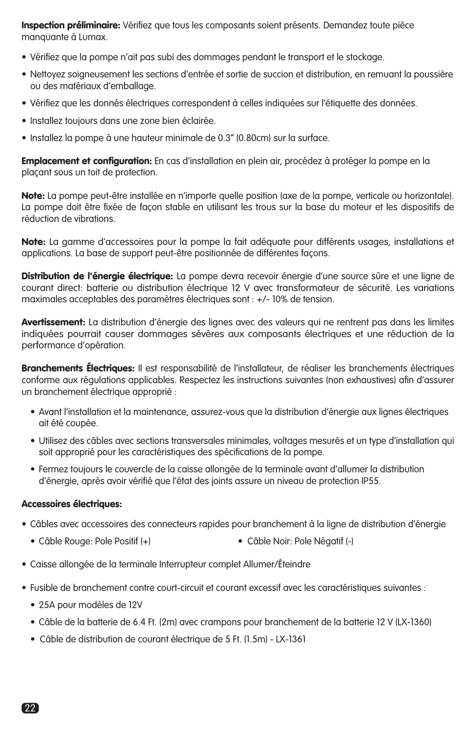**Inspection préliminaire:** Vérifiez que tous les composants soient présents. Demandez toute pièce manquante à Lumax.

- Vérifiez que la pompe n'ait pas subi des dommages pendant le transport et le stockage.
- Nettoyez soigneusement les sections d'entrée et sortie de succion et distribution, en remuant la poussière ou des matériaux d'emballage.
- Vérifiez que les donnés électriques correspondent à celles indiquées sur l'étiquette des données.
- Installez toujours dans une zone bien éclairée.
- Installez la pompe à une hauteur minimale de 0.3" (0.80cm) sur la surface.

**Emplacement et configuration:** En cas d'installation en plein air, procédez à protéger la pompe en la plaçant sous un toit de protection.

**Note:** La pompe peut-être installée en n'importe quelle position (axe de la pompe, verticale ou horizontale). La pompe doit être fixée de façon stable en utilisant les trous sur la base du moteur et les dispositifs de réduction de vibrations.

**Note:** La gamme d'accessoires pour la pompe la fait adéquate pour différents usages, installations et applications. La base de support peut-être positionnée de différentes façons.

**Distribution de l'énergie électrique:** La pompe devra recevoir énergie d'une source sûre et une ligne de courant direct: batterie ou distribution électrique 12 V avec transformateur de sécurité. Les variations maximales acceptables des paramètres électriques sont : +/- 10% de tension.

**Avertissement:** La distribution d'énergie des lignes avec des valeurs qui ne rentrent pas dans les limites indiquées pourrait causer dommages sévères aux composants électriques et une réduction de la performance d'opération.

**Branchements Électriques:** Il est responsabilité de l'installateur, de réaliser les branchements électriques conforme aux régulations applicables. Respectez les instructions suivantes (non exhaustives) afin d'assurer un branchement électrique approprié :

- Avant l'installation et la maintenance, assurez-vous que la distribution d'énergie aux lignes électriques ait été coupée.
- Utilisez des câbles avec sections transversales minimales, voltages mesurés et un type d'installation qui soit approprié pour les caractéristiques des spécifications de la pompe.
- Fermez toujours le couvercle de la caisse allongée de la terminale avant d'allumer la distribution d'énergie, après avoir vérifié que l'état des joints assure un niveau de protection IP55.

**Accessoires électriques:**

- Câbles avec accessoires des connecteurs rapides pour branchement à la ligne de distribution d'énergie
  - Câble Rouge: Pole Positif (+)
  - Câble Noir: Pole Négatif (-)
- Caisse allongée de la terminale Interrupteur complet Allumer/Éteindre
- Fusible de branchement contre court-circuit et courant excessif avec les caractéristiques suivantes :
  - 25A pour modèles de 12V
  - Câble de la batterie de 6.4 Ft. (2m) avec crampons pour branchement de la batterie 12 V (LX-1360)
  - Câble de distribution de courant électrique de 5 Ft. (1.5m) - LX-1361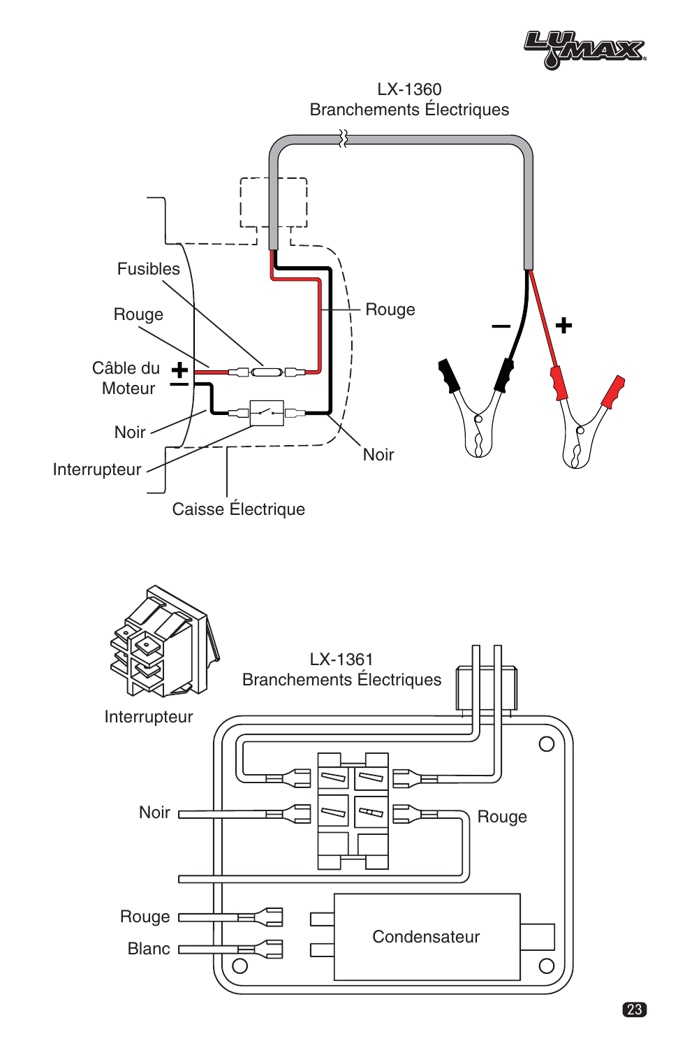## LX-1360
## Branchements Électriques

Fusibles

Rouge

Câble du Moteur +

−

Noir

Interrupteur

Caisse Électrique

Rouge

Noir

− +

Interrupteur

## LX-1361
## Branchements Électriques

Noir

Rouge

Rouge

Blanc

Condensateur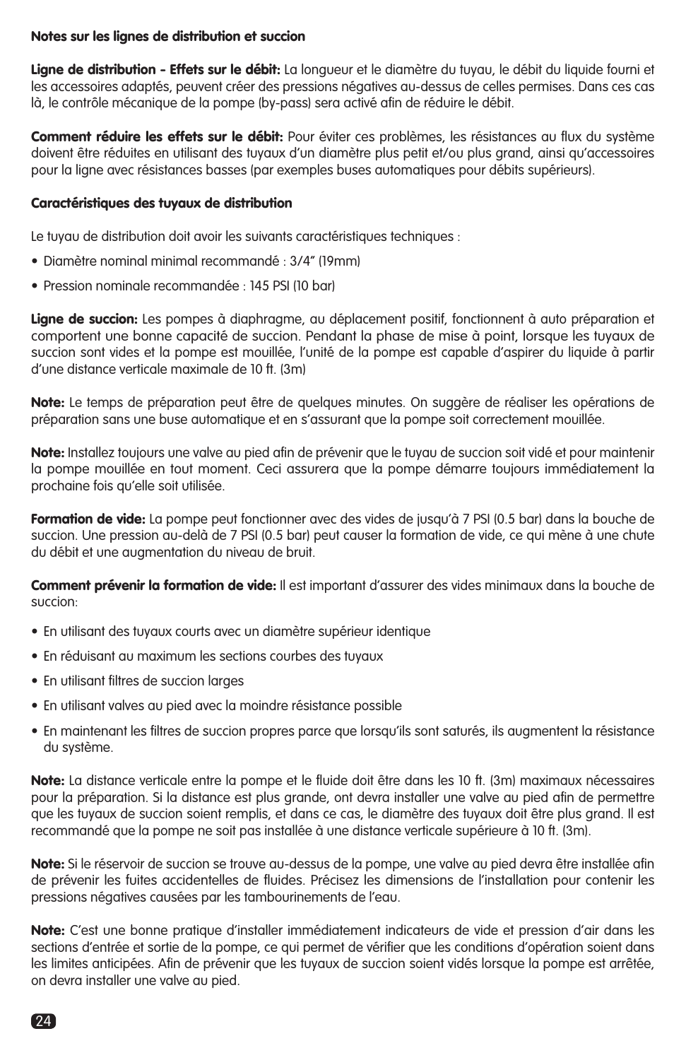**Notes sur les lignes de distribution et succion**

**Ligne de distribution - Effets sur le débit:** La longueur et le diamètre du tuyau, le débit du liquide fourni et les accessoires adaptés, peuvent créer des pressions négatives au-dessus de celles permises. Dans ces cas là, le contrôle mécanique de la pompe (by-pass) sera activé afin de réduire le débit.

**Comment réduire les effets sur le débit:** Pour éviter ces problèmes, les résistances au flux du système doivent être réduites en utilisant des tuyaux d'un diamètre plus petit et/ou plus grand, ainsi qu'accessoires pour la ligne avec résistances basses (par exemples buses automatiques pour débits supérieurs).

**Caractéristiques des tuyaux de distribution**

Le tuyau de distribution doit avoir les suivants caractéristiques techniques :

- Diamètre nominal minimal recommandé : 3/4" (19mm)
- Pression nominale recommandée : 145 PSI (10 bar)

**Ligne de succion:** Les pompes à diaphragme, au déplacement positif, fonctionnent à auto préparation et comportent une bonne capacité de succion. Pendant la phase de mise à point, lorsque les tuyaux de succion sont vides et la pompe est mouillée, l'unité de la pompe est capable d'aspirer du liquide à partir d'une distance verticale maximale de 10 ft. (3m)

**Note:** Le temps de préparation peut être de quelques minutes. On suggère de réaliser les opérations de préparation sans une buse automatique et en s'assurant que la pompe soit correctement mouillée.

**Note:** Installez toujours une valve au pied afin de prévenir que le tuyau de succion soit vidé et pour maintenir la pompe mouillée en tout moment. Ceci assurera que la pompe démarre toujours immédiatement la prochaine fois qu'elle soit utilisée.

**Formation de vide:** La pompe peut fonctionner avec des vides de jusqu'à 7 PSI (0.5 bar) dans la bouche de succion. Une pression au-delà de 7 PSI (0.5 bar) peut causer la formation de vide, ce qui mène à une chute du débit et une augmentation du niveau de bruit.

**Comment prévenir la formation de vide:** Il est important d'assurer des vides minimaux dans la bouche de succion:

- En utilisant des tuyaux courts avec un diamètre supérieur identique
- En réduisant au maximum les sections courbes des tuyaux
- En utilisant filtres de succion larges
- En utilisant valves au pied avec la moindre résistance possible
- En maintenant les filtres de succion propres parce que lorsqu'ils sont saturés, ils augmentent la résistance du système.

**Note:** La distance verticale entre la pompe et le fluide doit être dans les 10 ft. (3m) maximaux nécessaires pour la préparation. Si la distance est plus grande, ont devra installer une valve au pied afin de permettre que les tuyaux de succion soient remplis, et dans ce cas, le diamètre des tuyaux doit être plus grand. Il est recommandé que la pompe ne soit pas installée à une distance verticale supérieure à 10 ft. (3m).

**Note:** Si le réservoir de succion se trouve au-dessus de la pompe, une valve au pied devra être installée afin de prévenir les fuites accidentelles de fluides. Précisez les dimensions de l'installation pour contenir les pressions négatives causées par les tambourinements de l'eau.

**Note:** C'est une bonne pratique d'installer immédiatement indicateurs de vide et pression d'air dans les sections d'entrée et sortie de la pompe, ce qui permet de vérifier que les conditions d'opération soient dans les limites anticipées. Afin de prévenir que les tuyaux de succion soient vidés lorsque la pompe est arrêtée, on devra installer une valve au pied.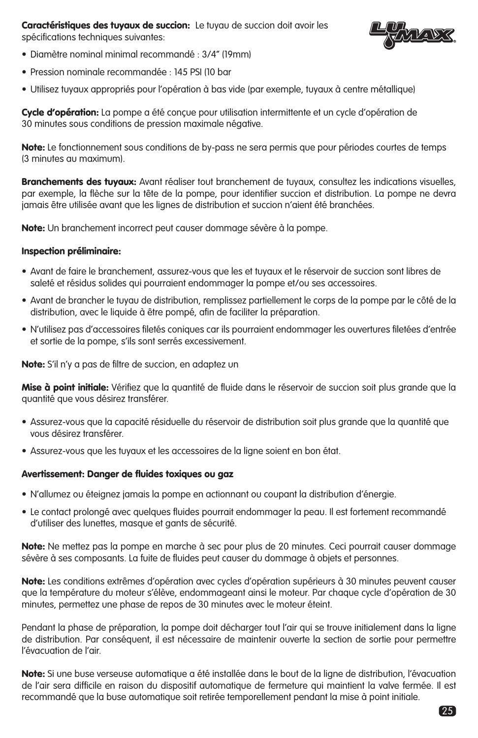**Caractéristiques des tuyaux de succion:** Le tuyau de succion doit avoir les spécifications techniques suivantes:

- Diamètre nominal minimal recommandé : 3/4" (19mm)
- Pression nominale recommandée : 145 PSI (10 bar
- Utilisez tuyaux appropriés pour l'opération à bas vide (par exemple, tuyaux à centre métallique)

**Cycle d'opération:** La pompe a été conçue pour utilisation intermittente et un cycle d'opération de 30 minutes sous conditions de pression maximale négative.

**Note:** Le fonctionnement sous conditions de by-pass ne sera permis que pour périodes courtes de temps (3 minutes au maximum).

**Branchements des tuyaux:** Avant réaliser tout branchement de tuyaux, consultez les indications visuelles, par exemple, la flèche sur la tête de la pompe, pour identifier succion et distribution. La pompe ne devra jamais être utilisée avant que les lignes de distribution et succion n'aient été branchées.

**Note:** Un branchement incorrect peut causer dommage sévère à la pompe.

**Inspection préliminaire:**

- Avant de faire le branchement, assurez-vous que les et tuyaux et le réservoir de succion sont libres de saleté et résidus solides qui pourraient endommager la pompe et/ou ses accessoires.
- Avant de brancher le tuyau de distribution, remplissez partiellement le corps de la pompe par le côté de la distribution, avec le liquide à être pompé, afin de faciliter la préparation.
- N'utilisez pas d'accessoires filetés coniques car ils pourraient endommager les ouvertures filetées d'entrée et sortie de la pompe, s'ils sont serrés excessivement.

**Note:** S'il n'y a pas de filtre de succion, en adaptez un

**Mise à point initiale:** Vérifiez que la quantité de fluide dans le réservoir de succion soit plus grande que la quantité que vous désirez transférer.

- Assurez-vous que la capacité résiduelle du réservoir de distribution soit plus grande que la quantité que vous désirez transférer.
- Assurez-vous que les tuyaux et les accessoires de la ligne soient en bon état.

**Avertissement: Danger de fluides toxiques ou gaz**

- N'allumez ou éteignez jamais la pompe en actionnant ou coupant la distribution d'énergie.
- Le contact prolongé avec quelques fluides pourrait endommager la peau. Il est fortement recommandé d'utiliser des lunettes, masque et gants de sécurité.

**Note:** Ne mettez pas la pompe en marche à sec pour plus de 20 minutes. Ceci pourrait causer dommage sévère à ses composants. La fuite de fluides peut causer du dommage à objets et personnes.

**Note:** Les conditions extrêmes d'opération avec cycles d'opération supérieurs à 30 minutes peuvent causer que la température du moteur s'élève, endommageant ainsi le moteur. Par chaque cycle d'opération de 30 minutes, permettez une phase de repos de 30 minutes avec le moteur éteint.

Pendant la phase de préparation, la pompe doit décharger tout l'air qui se trouve initialement dans la ligne de distribution. Par conséquent, il est nécessaire de maintenir ouverte la section de sortie pour permettre l'évacuation de l'air.

**Note:** Si une buse verseuse automatique a été installée dans le bout de la ligne de distribution, l'évacuation de l'air sera difficile en raison du dispositif automatique de fermeture qui maintient la valve fermée. Il est recommandé que la buse automatique soit retirée temporellement pendant la mise à point initiale.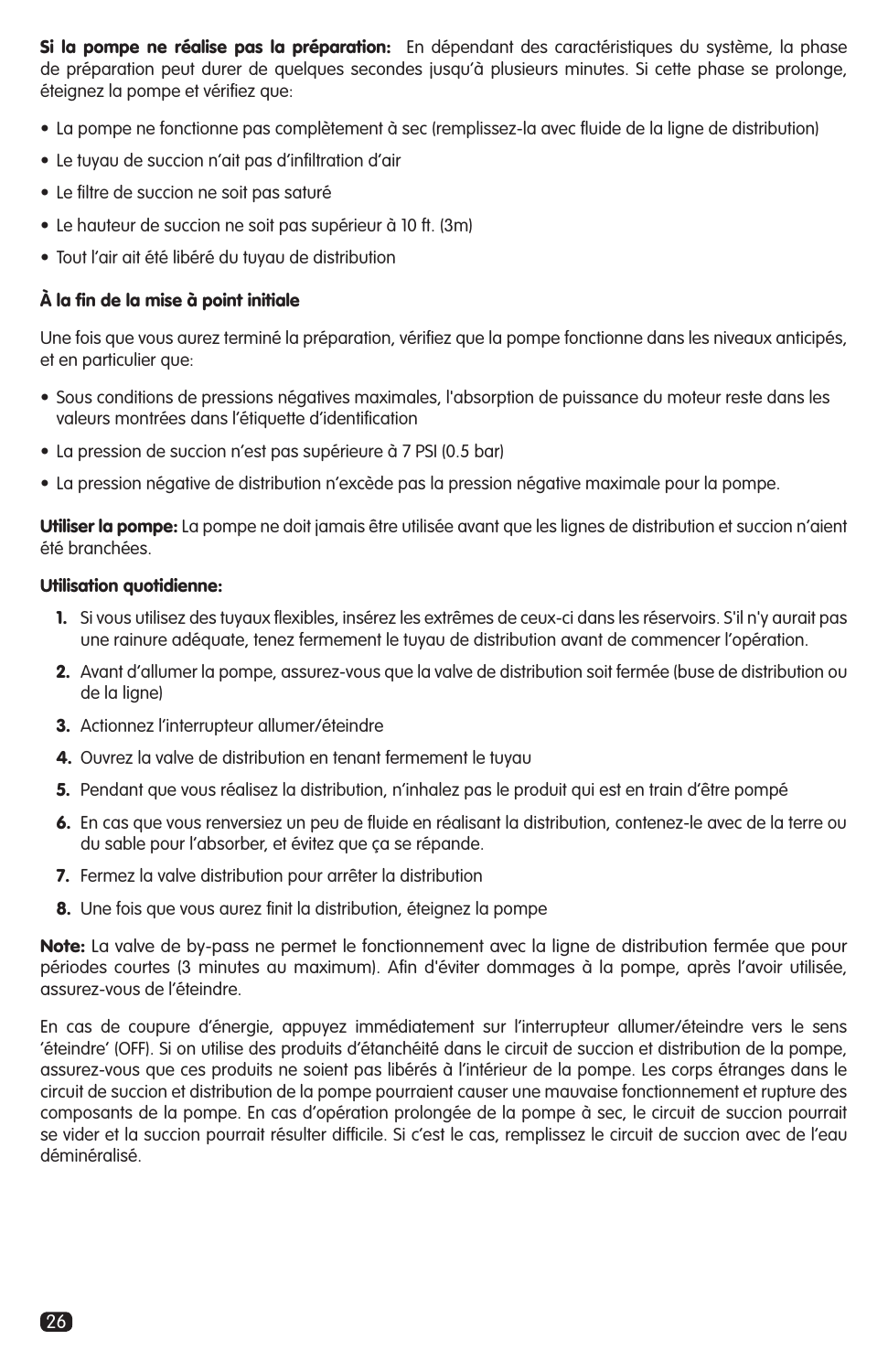**Si la pompe ne réalise pas la préparation:** En dépendant des caractéristiques du système, la phase de préparation peut durer de quelques secondes jusqu'à plusieurs minutes. Si cette phase se prolonge, éteignez la pompe et vérifiez que:

- La pompe ne fonctionne pas complètement à sec (remplissez-la avec fluide de la ligne de distribution)
- Le tuyau de succion n'ait pas d'infiltration d'air
- Le filtre de succion ne soit pas saturé
- Le hauteur de succion ne soit pas supérieur à 10 ft. (3m)
- Tout l'air ait été libéré du tuyau de distribution

**À la fin de la mise à point initiale**

Une fois que vous aurez terminé la préparation, vérifiez que la pompe fonctionne dans les niveaux anticipés, et en particulier que:

- Sous conditions de pressions négatives maximales, l'absorption de puissance du moteur reste dans les valeurs montrées dans l'étiquette d'identification
- La pression de succion n'est pas supérieure à 7 PSI (0.5 bar)
- La pression négative de distribution n'excède pas la pression négative maximale pour la pompe.

**Utiliser la pompe:** La pompe ne doit jamais être utilisée avant que les lignes de distribution et succion n'aient été branchées.

**Utilisation quotidienne:**

1. Si vous utilisez des tuyaux flexibles, insérez les extrêmes de ceux-ci dans les réservoirs. S'il n'y aurait pas une rainure adéquate, tenez fermement le tuyau de distribution avant de commencer l'opération.
2. Avant d'allumer la pompe, assurez-vous que la valve de distribution soit fermée (buse de distribution ou de la ligne)
3. Actionnez l'interrupteur allumer/éteindre
4. Ouvrez la valve de distribution en tenant fermement le tuyau
5. Pendant que vous réalisez la distribution, n'inhalez pas le produit qui est en train d'être pompé
6. En cas que vous renversiez un peu de fluide en réalisant la distribution, contenez-le avec de la terre ou du sable pour l'absorber, et évitez que ça se répande.
7. Fermez la valve distribution pour arrêter la distribution
8. Une fois que vous aurez finit la distribution, éteignez la pompe

**Note:** La valve de by-pass ne permet le fonctionnement avec la ligne de distribution fermée que pour périodes courtes (3 minutes au maximum). Afin d'éviter dommages à la pompe, après l'avoir utilisée, assurez-vous de l'éteindre.

En cas de coupure d'énergie, appuyez immédiatement sur l'interrupteur allumer/éteindre vers le sens 'éteindre' (OFF). Si on utilise des produits d'étanchéité dans le circuit de succion et distribution de la pompe, assurez-vous que ces produits ne soient pas libérés à l'intérieur de la pompe. Les corps étranges dans le circuit de succion et distribution de la pompe pourraient causer une mauvaise fonctionnement et rupture des composants de la pompe. En cas d'opération prolongée de la pompe à sec, le circuit de succion pourrait se vider et la succion pourrait résulter difficile. Si c'est le cas, remplissez le circuit de succion avec de l'eau déminéralisé.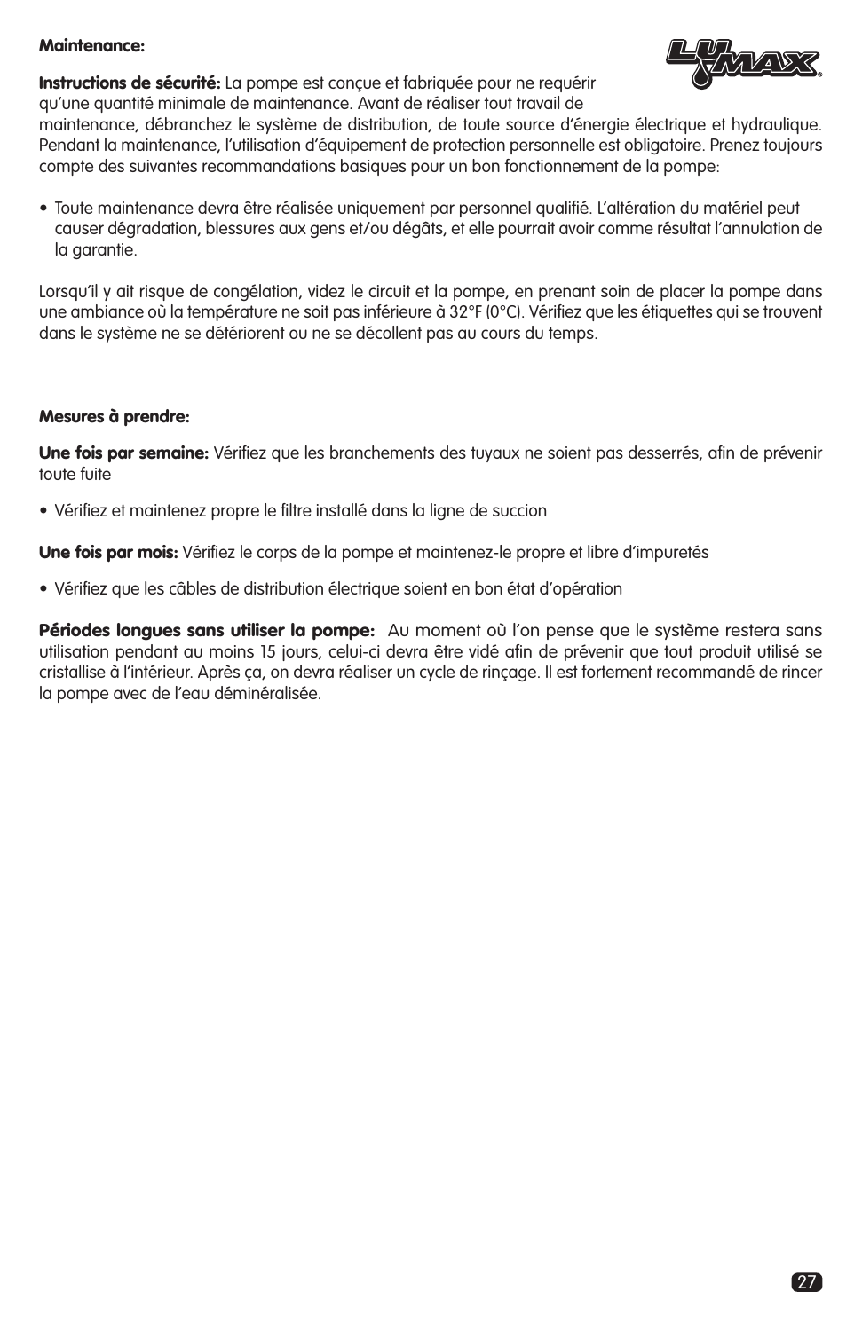**Maintenance:**

**Instructions de sécurité:** La pompe est conçue et fabriquée pour ne requérir qu'une quantité minimale de maintenance. Avant de réaliser tout travail de maintenance, débranchez le système de distribution, de toute source d'énergie électrique et hydraulique. Pendant la maintenance, l'utilisation d'équipement de protection personnelle est obligatoire. Prenez toujours compte des suivantes recommandations basiques pour un bon fonctionnement de la pompe:

- Toute maintenance devra être réalisée uniquement par personnel qualifié. L'altération du matériel peut causer dégradation, blessures aux gens et/ou dégâts, et elle pourrait avoir comme résultat l'annulation de la garantie.

Lorsqu'il y ait risque de congélation, videz le circuit et la pompe, en prenant soin de placer la pompe dans une ambiance où la température ne soit pas inférieure à 32°F (0°C). Vérifiez que les étiquettes qui se trouvent dans le système ne se détériorent ou ne se décollent pas au cours du temps.

**Mesures à prendre:**

**Une fois par semaine:** Vérifiez que les branchements des tuyaux ne soient pas desserrés, afin de prévenir toute fuite

- Vérifiez et maintenez propre le filtre installé dans la ligne de succion

**Une fois par mois:** Vérifiez le corps de la pompe et maintenez-le propre et libre d'impuretés

- Vérifiez que les câbles de distribution électrique soient en bon état d'opération

**Périodes longues sans utiliser la pompe:** Au moment où l'on pense que le système restera sans utilisation pendant au moins 15 jours, celui-ci devra être vidé afin de prévenir que tout produit utilisé se cristallise à l'intérieur. Après ça, on devra réaliser un cycle de rinçage. Il est fortement recommandé de rincer la pompe avec de l'eau déminéralisée.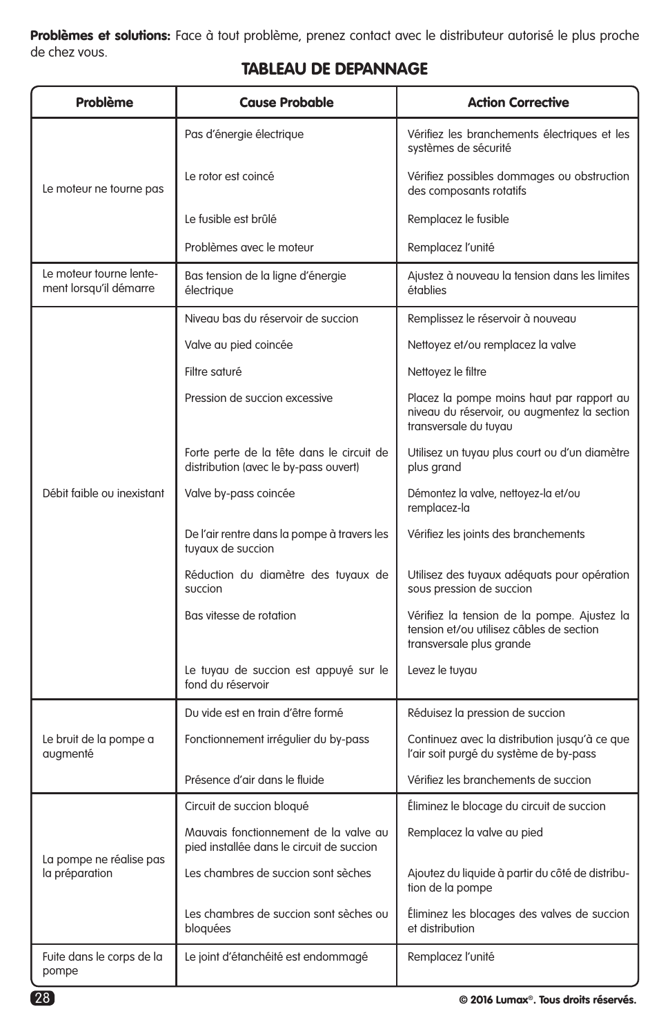**Problèmes et solutions:** Face à tout problème, prenez contact avec le distributeur autorisé le plus proche de chez vous.

## TABLEAU DE DEPANNAGE

| Problème | Cause Probable | Action Corrective |
|---|---|---|
| Le moteur ne tourne pas | Pas d'énergie électrique | Vérifiez les branchements électriques et les systèmes de sécurité |
| | Le rotor est coincé | Vérifiez possibles dommages ou obstruction des composants rotatifs |
| | Le fusible est brûlé | Remplacez le fusible |
| | Problèmes avec le moteur | Remplacez l'unité |
| Le moteur tourne lentement lorsqu'il démarre | Bas tension de la ligne d'énergie électrique | Ajustez à nouveau la tension dans les limites établies |
| Débit faible ou inexistant | Niveau bas du réservoir de succion | Remplissez le réservoir à nouveau |
| | Valve au pied coincée | Nettoyez et/ou remplacez la valve |
| | Filtre saturé | Nettoyez le filtre |
| | Pression de succion excessive | Placez la pompe moins haut par rapport au niveau du réservoir, ou augmentez la section transversale du tuyau |
| | Forte perte de la tête dans le circuit de distribution (avec le by-pass ouvert) | Utilisez un tuyau plus court ou d'un diamètre plus grand |
| | Valve by-pass coincée | Démontez la valve, nettoyez-la et/ou remplacez-la |
| | De l'air rentre dans la pompe à travers les tuyaux de succion | Vérifiez les joints des branchements |
| | Réduction du diamètre des tuyaux de succion | Utilisez des tuyaux adéquats pour opération sous pression de succion |
| | Bas vitesse de rotation | Vérifiez la tension de la pompe. Ajustez la tension et/ou utilisez câbles de section transversale plus grande |
| | Le tuyau de succion est appuyé sur le fond du réservoir | Levez le tuyau |
| Le bruit de la pompe a augmenté | Du vide est en train d'être formé | Réduisez la pression de succion |
| | Fonctionnement irrégulier du by-pass | Continuez avec la distribution jusqu'à ce que l'air soit purgé du système de by-pass |
| | Présence d'air dans le fluide | Vérifiez les branchements de succion |
| La pompe ne réalise pas la préparation | Circuit de succion bloqué | Éliminez le blocage du circuit de succion |
| | Mauvais fonctionnement de la valve au pied installée dans le circuit de succion | Remplacez la valve au pied |
| | Les chambres de succion sont sèches | Ajoutez du liquide à partir du côté de distribution de la pompe |
| | Les chambres de succion sont sèches ou bloquées | Éliminez les blocages des valves de succion et distribution |
| Fuite dans le corps de la pompe | Le joint d'étanchéité est endommagé | Remplacez l'unité |

**© 2016 Lumax®. Tous droits réservés.**